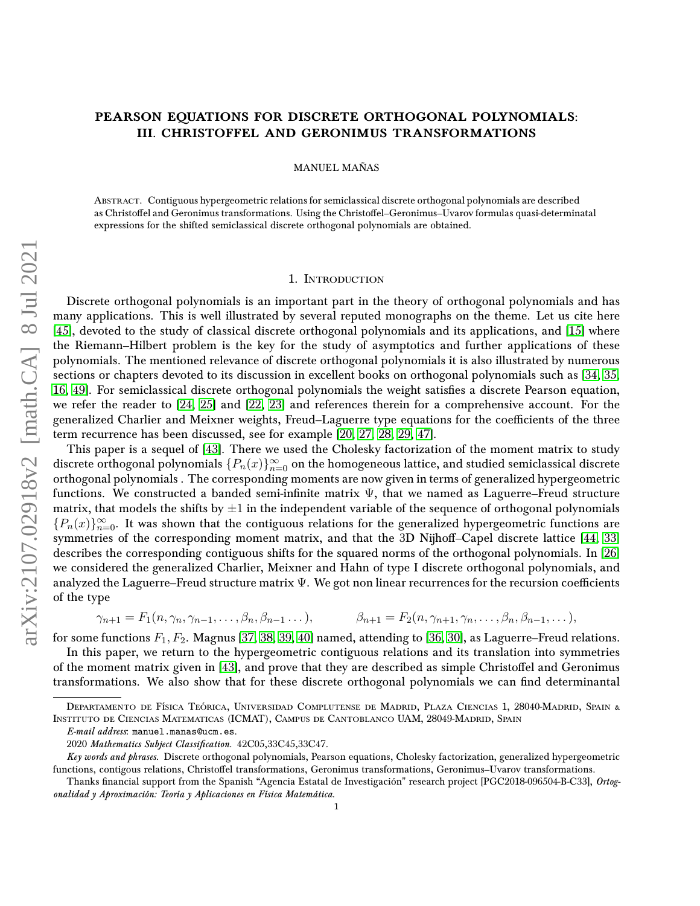# PEARSON EQUATIONS FOR DISCRETE ORTHOGONAL POLYNOMIALS: III. CHRISTOFFEL AND GERONIMUS TRANSFORMATIONS

MANUEL MAÑAS

ABSTRACT. Contiguous hypergeometric relations for semiclassical discrete orthogonal polynomials are described as Christoffel and Geronimus transformations. Using the Christoffel–Geronimus–Uvarov formulas quasi-determinatal expressions for the shifted semiclassical discrete orthogonal polynomials are obtained.

## 1. INTRODUCTION

Discrete orthogonal polynomials is an important part in the theory of orthogonal polynomials and has many applications. This is well illustrated by several reputed monographs on the theme. Let us cite here [45], devoted to the study of classical discrete orthogonal polynomials and its applications, and [15] where the Riemann–Hilbert problem is the key for the study of asymptotics and further applications of these polynomials. The mentioned relevance of discrete orthogonal polynomials it is also illustrated by numerous sections or chapters devoted to its discussion in excellent books on orthogonal polynomials such as [34, 35, 16, 49]. For semiclassical discrete orthogonal polynomials the weight satisfies a discrete Pearson equation, we refer the reader to [24, 25] and [22, 23] and references therein for a comprehensive account. For the generalized Charlier and Meixner weights, Freud–Laguerre type equations for the coefficients of the three term recurrence has been discussed, see for example [20, 27, 28, 29, 47].

This paper is a sequel of [43]. There we used the Cholesky factorization of the moment matrix to study discrete orthogonal polynomials $\{P_n(x)\}_{n=0}^{\infty}$ on the homogeneous lattice, and studied semiclassical discrete orthogonal polynomials . The corresponding moments are now given in terms of generalized hypergeometric functions. We constructed a banded semi-infinite matrix $\Psi$, that we named as Laguerre–Freud structure matrix, that models the shifts by $\pm 1$ in the independent variable of the sequence of orthogonal polynomials $\{P_n(x)\}_{n=0}^{\infty}$. It was shown that the contiguous relations for the generalized hypergeometric functions are symmetries of the corresponding moment matrix, and that the 3D Nijhoff–Capel discrete lattice [44, 33] describes the corresponding contiguous shifts for the squared norms of the orthogonal polynomials. In [26] we considered the generalized Charlier, Meixner and Hahn of type I discrete orthogonal polynomials, and analyzed the Laguerre–Freud structure matrix $\Psi$. We got non linear recurrences for the recursion coefficients of the type

$$\gamma_{n+1} = F_1(n, \gamma_n, \gamma_{n-1}, \dots, \beta_n, \beta_{n-1} \dots), \qquad \beta_{n+1} = F_2(n, \gamma_{n+1}, \gamma_n, \dots, \beta_n, \beta_{n-1}, \dots),$$

for some functions $F_1, F_2$. Magnus [37, 38, 39, 40] named, attending to [36, 30], as Laguerre–Freud relations.

In this paper, we return to the hypergeometric contiguous relations and its translation into symmetries of the moment matrix given in [43], and prove that they are described as simple Christoffel and Geronimus transformations. We also show that for these discrete orthogonal polynomials we can find determinantal

---

DEPARTAMENTO DE FÍSICA TEÓRICA, UNIVERSIDAD COMPLUTENSE DE MADRID, PLAZA CIENCIAS 1, 28040-MADRID, SPAIN & INSTITUTO DE CIENCIAS MATEMATICAS (ICMAT), CAMPUS DE CANTOBLANCO UAM, 28049-MADRID, SPAIN

*E-mail address*: manuel.manas@ucm.es.

2020 *Mathematics Subject Classification.* 42C05,33C45,33C47.

*Key words and phrases.* Discrete orthogonal polynomials, Pearson equations, Cholesky factorization, generalized hypergeometric functions, contigous relations, Christoffel transformations, Geronimus transformations, Geronimus–Uvarov transformations.

Thanks financial support from the Spanish "Agencia Estatal de Investigación" research project [PGC2018-096504-B-C33], *Ortogonalidad y Aproximación: Teoría y Aplicaciones en Física Matemática.*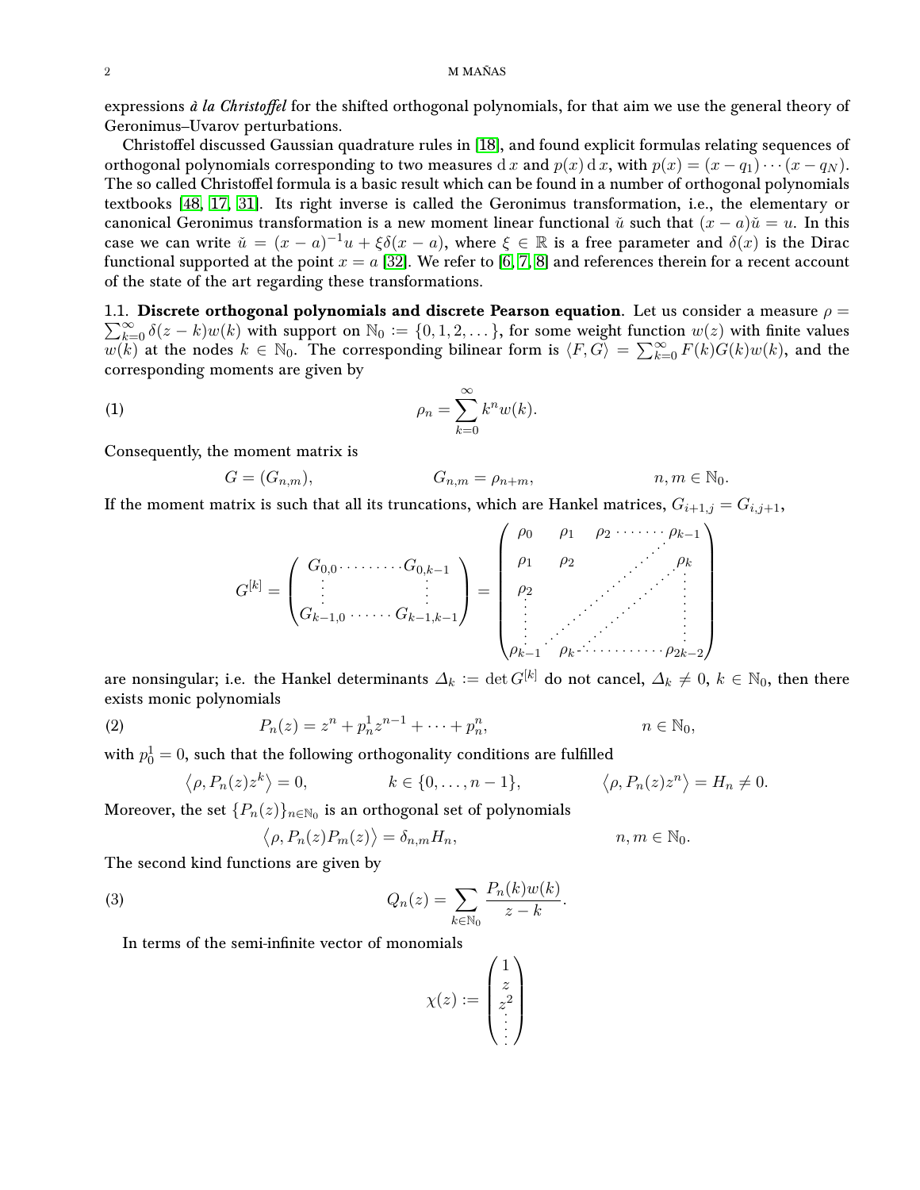expressions *à la Christoffel* for the shifted orthogonal polynomials, for that aim we use the general theory of Geronimus–Uvarov perturbations.

Christoffel discussed Gaussian quadrature rules in [18], and found explicit formulas relating sequences of orthogonal polynomials corresponding to two measures $\mathrm{d}\,x$ and $p(x)\,\mathrm{d}\,x$, with $p(x) = (x-q_1)\cdots(x-q_N)$. The so called Christoffel formula is a basic result which can be found in a number of orthogonal polynomials textbooks [48, 17, 31]. Its right inverse is called the Geronimus transformation, i.e., the elementary or canonical Geronimus transformation is a new moment linear functional $\check{u}$ such that $(x-a)\check{u} = u$. In this case we can write $\check{u} = (x-a)^{-1}u + \xi\delta(x-a)$, where $\xi \in \mathbb{R}$ is a free parameter and $\delta(x)$ is the Dirac functional supported at the point $x = a$ [32]. We refer to [6, 7, 8] and references therein for a recent account of the state of the art regarding these transformations.

1.1. **Discrete orthogonal polynomials and discrete Pearson equation**. Let us consider a measure $\rho = \sum_{k=0}^{\infty}\delta(z-k)w(k)$ with support on $\mathbb{N}_0 := \{0,1,2,\dots\}$, for some weight function $w(z)$ with finite values $w(k)$ at the nodes $k \in \mathbb{N}_0$. The corresponding bilinear form is $\langle F, G\rangle = \sum_{k=0}^{\infty} F(k)G(k)w(k)$, and the corresponding moments are given by

$$\rho_n = \sum_{k=0}^{\infty} k^n w(k). \tag{1}$$

Consequently, the moment matrix is

$$G = (G_{n,m}), \qquad\qquad G_{n,m} = \rho_{n+m}, \qquad\qquad n,m \in \mathbb{N}_0.$$

If the moment matrix is such that all its truncations, which are Hankel matrices, $G_{i+1,j} = G_{i,j+1}$,

$$G^{[k]} = \begin{pmatrix} G_{0,0} & \cdots & G_{0,k-1} \\ \vdots & & \vdots \\ G_{k-1,0} & \cdots & G_{k-1,k-1} \end{pmatrix} = \begin{pmatrix} \rho_0 & \rho_1 & \rho_2 & \cdots & \rho_{k-1} \\ \rho_1 & \rho_2 & & \iddots & \rho_k \\ \rho_2 & & \iddots & \iddots & \vdots \\ \vdots & \iddots & \iddots & & \vdots \\ \rho_{k-1} & \rho_k & \cdots & \cdots & \rho_{2k-2} \end{pmatrix}$$

are nonsingular; i.e. the Hankel determinants $\varDelta_k := \det G^{[k]}$ do not cancel, $\varDelta_k \neq 0$, $k \in \mathbb{N}_0$, then there exists monic polynomials

$$P_n(z) = z^n + p_n^1 z^{n-1} + \cdots + p_n^n, \qquad\qquad n \in \mathbb{N}_0, \tag{2}$$

with $p_0^1 = 0$, such that the following orthogonality conditions are fulfilled

$$\big\langle \rho, P_n(z)z^k\big\rangle = 0, \qquad\qquad k \in \{0,\dots,n-1\}, \qquad\qquad \big\langle \rho, P_n(z)z^n\big\rangle = H_n \neq 0.$$

Moreover, the set $\{P_n(z)\}_{n\in\mathbb{N}_0}$ is an orthogonal set of polynomials

$$\big\langle \rho, P_n(z)P_m(z)\big\rangle = \delta_{n,m}H_n, \qquad\qquad n,m \in \mathbb{N}_0.$$

The second kind functions are given by

$$Q_n(z) = \sum_{k\in\mathbb{N}_0} \frac{P_n(k)w(k)}{z-k}. \tag{3}$$

In terms of the semi-infinite vector of monomials

$$\chi(z) := \begin{pmatrix} 1 \\ z \\ z^2 \\ \vdots \end{pmatrix}$$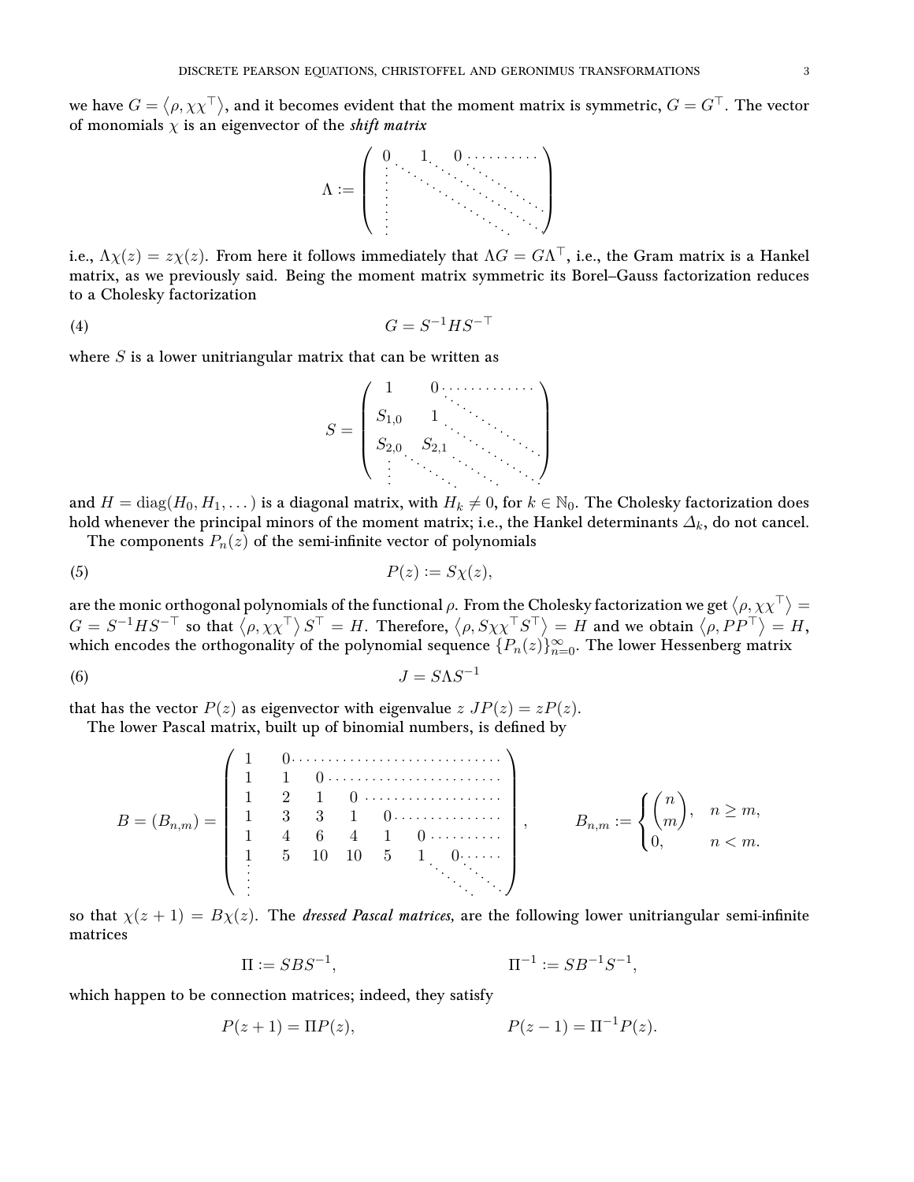we have $G = \langle \rho, \chi\chi^\top \rangle$, and it becomes evident that the moment matrix is symmetric, $G = G^\top$. The vector of monomials $\chi$ is an eigenvector of the *shift matrix*

$$
\Lambda := \begin{pmatrix} 0 & 1 & 0 & \cdots \\ \vdots & \ddots & \ddots & \ddots \\ & & & \end{pmatrix}
$$

i.e., $\Lambda\chi(z) = z\chi(z)$. From here it follows immediately that $\Lambda G = G\Lambda^\top$, i.e., the Gram matrix is a Hankel matrix, as we previously said. Being the moment matrix symmetric its Borel–Gauss factorization reduces to a Cholesky factorization

$$
G = S^{-1} H S^{-\top} \tag{4}
$$

where $S$ is a lower unitriangular matrix that can be written as

$$
S = \begin{pmatrix} 1 & 0 & \cdots & \\ S_{1,0} & 1 & \ddots & \\ S_{2,0} & S_{2,1} & \ddots & \ddots \\ \vdots & \ddots & \ddots & \ddots \end{pmatrix}
$$

and $H = \operatorname{diag}(H_0, H_1, \dots)$ is a diagonal matrix, with $H_k \neq 0$, for $k \in \mathbb{N}_0$. The Cholesky factorization does hold whenever the principal minors of the moment matrix; i.e., the Hankel determinants $\varDelta_k$, do not cancel.

The components $P_n(z)$ of the semi-infinite vector of polynomials

$$
P(z) := S\chi(z), \tag{5}
$$

are the monic orthogonal polynomials of the functional $\rho$. From the Cholesky factorization we get $\langle \rho, \chi\chi^\top \rangle = G = S^{-1} H S^{-\top}$ so that $\langle \rho, \chi\chi^\top \rangle S^\top = H$. Therefore, $\langle \rho, S\chi\chi^\top S^\top \rangle = H$ and we obtain $\langle \rho, PP^\top \rangle = H$, which encodes the orthogonality of the polynomial sequence $\{P_n(z)\}_{n=0}^\infty$. The lower Hessenberg matrix

$$
J = S\Lambda S^{-1} \tag{6}
$$

that has the vector $P(z)$ as eigenvector with eigenvalue $z$ $JP(z) = zP(z)$.

The lower Pascal matrix, built up of binomial numbers, is defined by

$$
B = (B_{n,m}) = \begin{pmatrix} 1 & 0 & \cdots & & & & \\ 1 & 1 & 0 & \cdots & & & \\ 1 & 2 & 1 & 0 & \cdots & & \\ 1 & 3 & 3 & 1 & 0 & \cdots & \\ 1 & 4 & 6 & 4 & 1 & 0 & \cdots \\ 1 & 5 & 10 & 10 & 5 & 1 & 0 \cdots \\ \vdots & & & & & \ddots & \ddots \end{pmatrix}, \qquad B_{n,m} := \begin{cases} \dbinom{n}{m}, & n \geq m, \\ 0, & n < m. \end{cases}
$$

so that $\chi(z+1) = B\chi(z)$. The *dressed Pascal matrices,* are the following lower unitriangular semi-infinite matrices

$$
\Pi := SBS^{-1}, \qquad \Pi^{-1} := SB^{-1}S^{-1},
$$

which happen to be connection matrices; indeed, they satisfy

$$
P(z+1) = \Pi P(z), \qquad P(z-1) = \Pi^{-1} P(z).
$$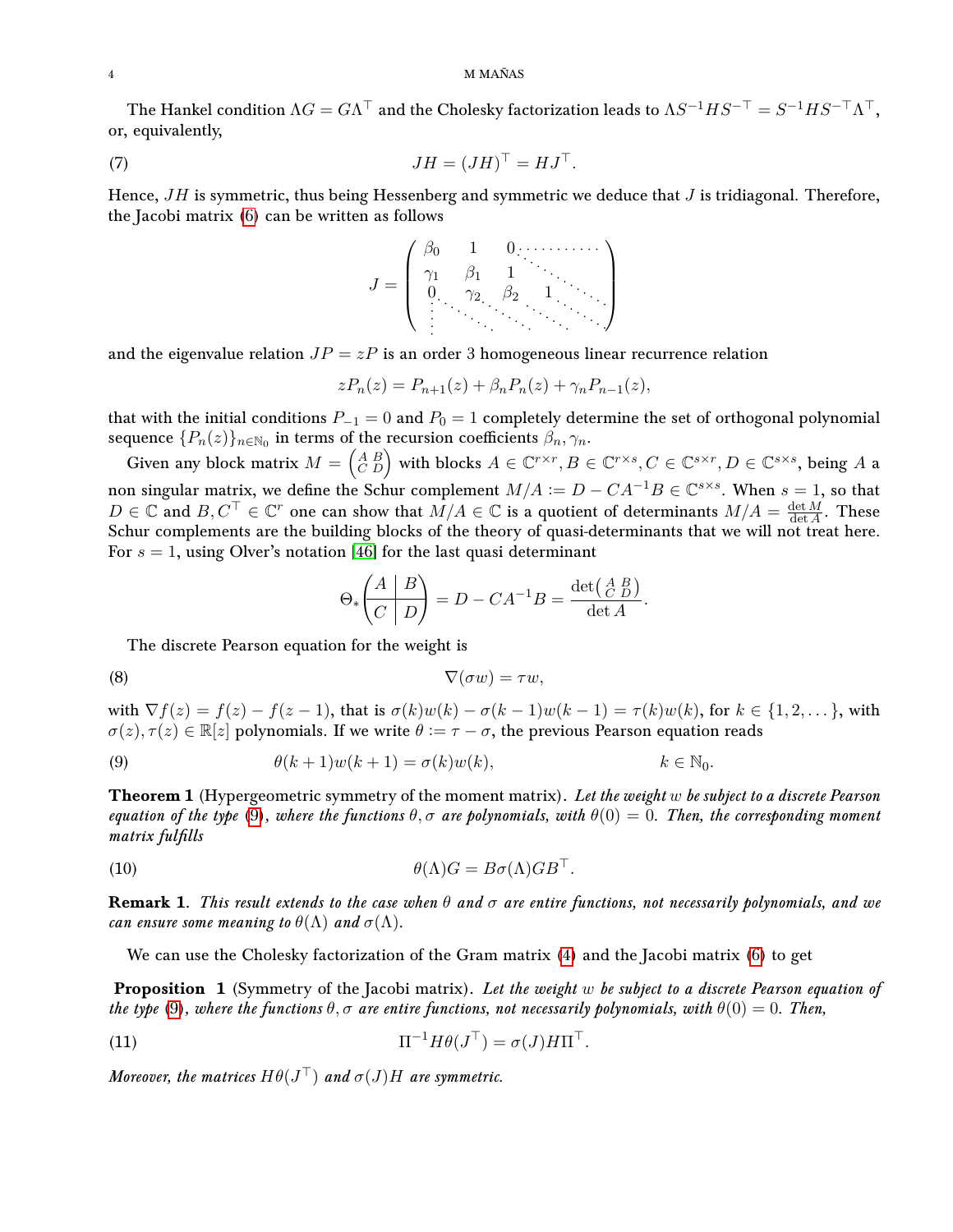The Hankel condition $\Lambda G = G\Lambda^\top$ and the Cholesky factorization leads to $\Lambda S^{-1}HS^{-\top} = S^{-1}HS^{-\top}\Lambda^\top$, or, equivalently,

$$JH = (JH)^\top = HJ^\top. \tag{7}$$

Hence, $JH$ is symmetric, thus being Hessenberg and symmetric we deduce that $J$ is tridiagonal. Therefore, the Jacobi matrix (6) can be written as follows

$$J = \begin{pmatrix} \beta_0 & 1 & 0 & \cdots & \\ \gamma_1 & \beta_1 & 1 & \ddots & \\ 0 & \gamma_2 & \beta_2 & 1 & \ddots \\ \vdots & \ddots & \ddots & \ddots & \ddots \end{pmatrix}$$

and the eigenvalue relation $JP = zP$ is an order 3 homogeneous linear recurrence relation

$$zP_n(z) = P_{n+1}(z) + \beta_n P_n(z) + \gamma_n P_{n-1}(z),$$

that with the initial conditions $P_{-1} = 0$ and $P_0 = 1$ completely determine the set of orthogonal polynomial sequence $\{P_n(z)\}_{n\in\mathbb{N}_0}$ in terms of the recursion coefficients $\beta_n, \gamma_n$.

Given any block matrix $M = \left(\begin{smallmatrix} A & B \\ C & D \end{smallmatrix}\right)$ with blocks $A \in \mathbb{C}^{r\times r}, B \in \mathbb{C}^{r\times s}, C \in \mathbb{C}^{s\times r}, D \in \mathbb{C}^{s\times s}$, being $A$ a non singular matrix, we define the Schur complement $M/A := D - CA^{-1}B \in \mathbb{C}^{s\times s}$. When $s = 1$, so that $D \in \mathbb{C}$ and $B, C^\top \in \mathbb{C}^r$ one can show that $M/A \in \mathbb{C}$ is a quotient of determinants $M/A = \frac{\det M}{\det A}$. These Schur complements are the building blocks of the theory of quasi-determinants that we will not treat here. For $s = 1$, using Olver's notation [46] for the last quasi determinant

$$\Theta_*\left(\begin{array}{c|c} A & B \\ \hline C & D \end{array}\right) = D - CA^{-1}B = \frac{\det\left(\begin{smallmatrix} A & B \\ C & D \end{smallmatrix}\right)}{\det A}.$$

The discrete Pearson equation for the weight is

$$\nabla(\sigma w) = \tau w, \tag{8}$$

with $\nabla f(z) = f(z) - f(z-1)$, that is $\sigma(k)w(k) - \sigma(k-1)w(k-1) = \tau(k)w(k)$, for $k \in \{1, 2, \dots\}$, with $\sigma(z), \tau(z) \in \mathbb{R}[z]$ polynomials. If we write $\theta := \tau - \sigma$, the previous Pearson equation reads

$$\theta(k+1)w(k+1) = \sigma(k)w(k), \qquad k \in \mathbb{N}_0. \tag{9}$$

**Theorem 1** (Hypergeometric symmetry of the moment matrix). *Let the weight $w$ be subject to a discrete Pearson equation of the type (9), where the functions $\theta, \sigma$ are polynomials, with $\theta(0) = 0$. Then, the corresponding moment matrix fulfills*

$$\theta(\Lambda)G = B\sigma(\Lambda)GB^\top. \tag{10}$$

**Remark 1**. *This result extends to the case when $\theta$ and $\sigma$ are entire functions, not necessarily polynomials, and we can ensure some meaning to $\theta(\Lambda)$ and $\sigma(\Lambda)$.*

We can use the Cholesky factorization of the Gram matrix (4) and the Jacobi matrix (6) to get

**Proposition 1** (Symmetry of the Jacobi matrix). *Let the weight $w$ be subject to a discrete Pearson equation of the type (9), where the functions $\theta, \sigma$ are entire functions, not necessarily polynomials, with $\theta(0) = 0$. Then,*

$$\Pi^{-1}H\theta(J^\top) = \sigma(J)H\Pi^\top. \tag{11}$$

*Moreover, the matrices $H\theta(J^\top)$ and $\sigma(J)H$ are symmetric.*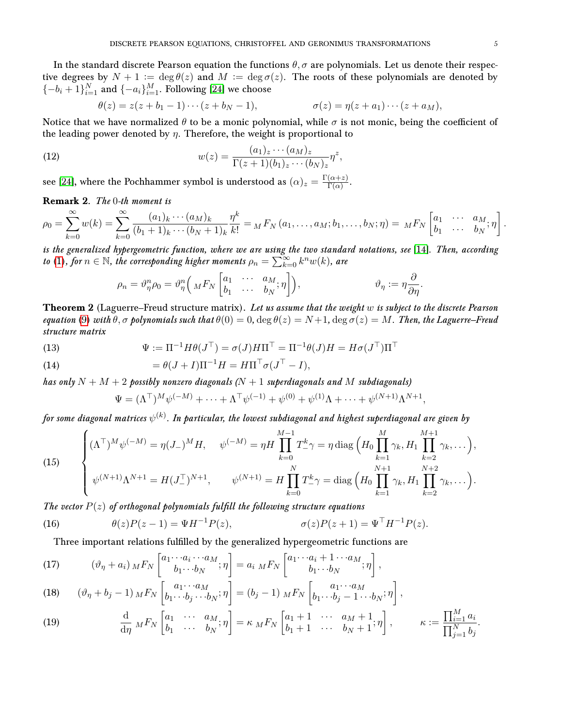In the standard discrete Pearson equation the functions $\theta, \sigma$ are polynomials. Let us denote their respective degrees by $N+1 := \deg\theta(z)$ and $M := \deg\sigma(z)$. The roots of these polynomials are denoted by $\{-b_i+1\}_{i=1}^N$ and $\{-a_i\}_{i=1}^M$. Following [24] we choose

$$
\theta(z) = z(z+b_1-1)\cdots(z+b_N-1), \qquad\qquad \sigma(z) = \eta(z+a_1)\cdots(z+a_M),
$$

Notice that we have normalized $\theta$ to be a monic polynomial, while $\sigma$ is not monic, being the coefficient of the leading power denoted by $\eta$. Therefore, the weight is proportional to

$$
w(z) = \frac{(a_1)_z\cdots(a_M)_z}{\Gamma(z+1)(b_1)_z\cdots(b_N)_z}\eta^z, \tag{12}
$$

see [24], where the Pochhammer symbol is understood as $(\alpha)_z = \frac{\Gamma(\alpha+z)}{\Gamma(\alpha)}$.

**Remark 2**. *The 0-th moment is*

$$
\rho_0 = \sum_{k=0}^{\infty} w(k) = \sum_{k=0}^{\infty} \frac{(a_1)_k\cdots(a_M)_k}{(b_1+1)_k\cdots(b_N+1)_k}\frac{\eta^k}{k!} = {}_MF_N\left(a_1,\dots,a_M;b_1,\dots,b_N;\eta\right) = {}_MF_N\begin{bmatrix} a_1 & \cdots & a_M \\ b_1 & \cdots & b_N \end{bmatrix};\eta\Bigg].
$$

*is the generalized hypergeometric function, where we are using the two standard notations, see* [14]*. Then, according to* (1)*, for $n\in\mathbb{N}$, the corresponding higher moments $\rho_n = \sum_{k=0}^{\infty} k^n w(k)$, are*

$$
\rho_n = \vartheta_\eta^n \rho_0 = \vartheta_\eta^n\Big({}_MF_N\left[\begin{matrix} a_1 & \cdots & a_M \\ b_1 & \cdots & b_N \end{matrix};\eta\right]\Big), \qquad\qquad \vartheta_\eta := \eta\frac{\partial}{\partial\eta}.
$$

**Theorem 2** (Laguerre–Freud structure matrix). *Let us assume that the weight $w$ is subject to the discrete Pearson equation* (9) *with $\theta,\sigma$ polynomials such that $\theta(0)=0$, $\deg\theta(z) = N+1$, $\deg\sigma(z) = M$. Then, the Laguerre–Freud structure matrix*

$$
\Psi := \Pi^{-1}H\theta(J^\top) = \sigma(J)H\Pi^\top = \Pi^{-1}\theta(J)H = H\sigma(J^\top)\Pi^\top \tag{13}
$$

$$
= \theta(J+I)\Pi^{-1}H = H\Pi^\top\sigma(J^\top - I), \tag{14}
$$

*has only $N+M+2$ possibly nonzero diagonals ($N+1$ superdiagonals and $M$ subdiagonals)*

$$
\Psi = (\Lambda^\top)^M\psi^{(-M)} + \cdots + \Lambda^\top\psi^{(-1)} + \psi^{(0)} + \psi^{(1)}\Lambda + \cdots + \psi^{(N+1)}\Lambda^{N+1},
$$

*for some diagonal matrices $\psi^{(k)}$. In particular, the lowest subdiagonal and highest superdiagonal are given by*

$$
\begin{cases}
(\Lambda^\top)^M\psi^{(-M)} = \eta(J_-)^M H, \quad \psi^{(-M)} = \eta H\displaystyle\prod_{k=0}^{M-1}T_-^k\gamma = \eta\operatorname{diag}\Big(H_0\prod_{k=1}^{M}\gamma_k, H_1\prod_{k=2}^{M+1}\gamma_k,\dots\Big),\\[2ex]
\psi^{(N+1)}\Lambda^{N+1} = H(J_-^\top)^{N+1}, \qquad \psi^{(N+1)} = H\displaystyle\prod_{k=0}^{N}T_-^k\gamma = \operatorname{diag}\Big(H_0\prod_{k=1}^{N+1}\gamma_k, H_1\prod_{k=2}^{N+2}\gamma_k,\dots\Big).
\end{cases} \tag{15}
$$

*The vector $P(z)$ of orthogonal polynomials fulfill the following structure equations*

$$
\theta(z)P(z-1) = \Psi H^{-1}P(z), \qquad\qquad \sigma(z)P(z+1) = \Psi^\top H^{-1}P(z). \tag{16}
$$

Three important relations fulfilled by the generalized hypergeometric functions are

$$
(\vartheta_\eta + a_i)\,{}_MF_N\left[\begin{matrix} a_1\cdots a_i\cdots a_M \\ b_1\cdots b_N \end{matrix};\eta\right] = a_i\,{}_MF_N\left[\begin{matrix} a_1\cdots a_i+1\cdots a_M \\ b_1\cdots b_N \end{matrix};\eta\right], \tag{17}
$$

$$
(\vartheta_\eta + b_j - 1)\,{}_MF_N\left[\begin{matrix} a_1\cdots a_M \\ b_1\cdots b_j\cdots b_N \end{matrix};\eta\right] = (b_j-1)\,{}_MF_N\left[\begin{matrix} a_1\cdots a_M \\ b_1\cdots b_j-1\cdots b_N \end{matrix};\eta\right], \tag{18}
$$

$$
\frac{\mathrm{d}}{\mathrm{d}\eta}\,{}_MF_N\left[\begin{matrix} a_1 & \cdots & a_M \\ b_1 & \cdots & b_N \end{matrix};\eta\right] = \kappa\,{}_MF_N\left[\begin{matrix} a_1+1 & \cdots & a_M+1 \\ b_1+1 & \cdots & b_N+1 \end{matrix};\eta\right], \qquad \kappa := \frac{\prod_{i=1}^M a_i}{\prod_{j=1}^N b_j}. \tag{19}
$$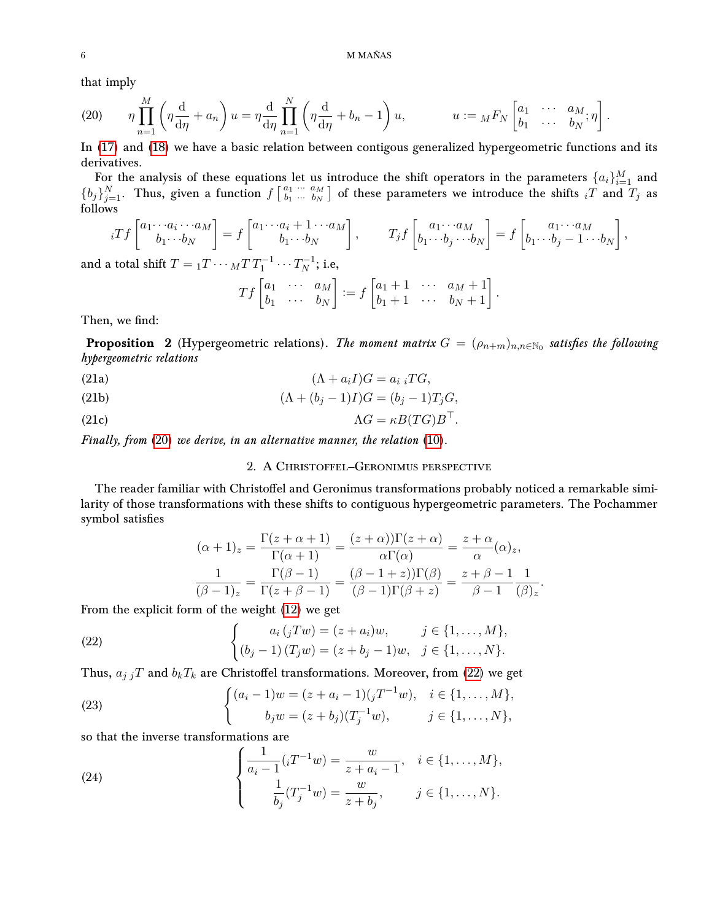that imply

$$\eta \prod_{n=1}^{M}\left(\eta \frac{\mathrm{d}}{\mathrm{d}\eta}+a_n\right) u=\eta \frac{\mathrm{d}}{\mathrm{d}\eta} \prod_{n=1}^{N}\left(\eta \frac{\mathrm{d}}{\mathrm{d}\eta}+b_n-1\right) u, \qquad u:={}_M F_N\left[\begin{matrix} a_1 & \cdots & a_M \\ b_1 & \cdots & b_N\end{matrix}; \eta\right]. \tag{20}$$

In (17) and (18) we have a basic relation between contigous generalized hypergeometric functions and its derivatives.

For the analysis of these equations let us introduce the shift operators in the parameters $\{a_i\}_{i=1}^M$ and $\{b_j\}_{j=1}^N$. Thus, given a function $f\left[\begin{smallmatrix} a_1 & \cdots & a_M \\ b_1 & \cdots & b_N\end{smallmatrix}\right]$ of these parameters we introduce the shifts ${}_iT$ and $T_j$ as follows

$${}_iTf\left[\begin{matrix} a_1\cdots a_i\cdots a_M \\ b_1\cdots b_N\end{matrix}\right]=f\left[\begin{matrix} a_1\cdots a_i+1\cdots a_M \\ b_1\cdots b_N\end{matrix}\right], \qquad T_jf\left[\begin{matrix} a_1\cdots a_M \\ b_1\cdots b_j\cdots b_N\end{matrix}\right]=f\left[\begin{matrix} a_1\cdots a_M \\ b_1\cdots b_j-1\cdots b_N\end{matrix}\right],$$

and a total shift $T={}_1T\cdots {}_MT\,T_1^{-1}\cdots T_N^{-1}$; i.e,

$$Tf\left[\begin{matrix} a_1 & \cdots & a_M \\ b_1 & \cdots & b_N\end{matrix}\right]:=f\left[\begin{matrix} a_1+1 & \cdots & a_M+1 \\ b_1+1 & \cdots & b_N+1\end{matrix}\right].$$

Then, we find:

**Proposition 2** (Hypergeometric relations). *The moment matrix $G=(\rho_{n+m})_{n,n\in\mathbb{N}_0}$ satisfies the following hypergeometric relations*

$$(\Lambda+a_iI)G=a_i\,{}_iTG, \tag{21a}$$

$$(\Lambda+(b_j-1)I)G=(b_j-1)T_jG, \tag{21b}$$

$$\Lambda G=\kappa B(TG)B^\top. \tag{21c}$$

*Finally, from (20) we derive, in an alternative manner, the relation (10).*

## 2. A Christoffel–Geronimus perspective

The reader familiar with Christoffel and Geronimus transformations probably noticed a remarkable similarity of those transformations with these shifts to contiguous hypergeometric parameters. The Pochammer symbol satisfies

$$(\alpha+1)_z=\frac{\Gamma(z+\alpha+1)}{\Gamma(\alpha+1)}=\frac{(z+\alpha))\Gamma(z+\alpha)}{\alpha\Gamma(\alpha)}=\frac{z+\alpha}{\alpha}(\alpha)_z,$$

$$\frac{1}{(\beta-1)_z}=\frac{\Gamma(\beta-1)}{\Gamma(z+\beta-1)}=\frac{(\beta-1+z))\Gamma(\beta)}{(\beta-1)\Gamma(\beta+z)}=\frac{z+\beta-1}{\beta-1}\frac{1}{(\beta)_z}.$$

From the explicit form of the weight (12) we get

$$\begin{cases} a_i\left({}_jTw\right)=(z+a_i)w, & j\in\{1,\dots,M\},\\ (b_j-1)\left(T_jw\right)=(z+b_j-1)w, & j\in\{1,\dots,N\}.\end{cases} \tag{22}$$

Thus, $a_j\,{}_jT$ and $b_kT_k$ are Christoffel transformations. Moreover, from (22) we get

$$\begin{cases} (a_i-1)w=(z+a_i-1)({}_jT^{-1}w), & i\in\{1,\dots,M\},\\ b_jw=(z+b_j)(T_j^{-1}w), & j\in\{1,\dots,N\},\end{cases} \tag{23}$$

so that the inverse transformations are

$$\begin{cases} \dfrac{1}{a_i-1}({}_iT^{-1}w)=\dfrac{w}{z+a_i-1}, & i\in\{1,\dots,M\},\\ \dfrac{1}{b_j}(T_j^{-1}w)=\dfrac{w}{z+b_j}, & j\in\{1,\dots,N\}.\end{cases} \tag{24}$$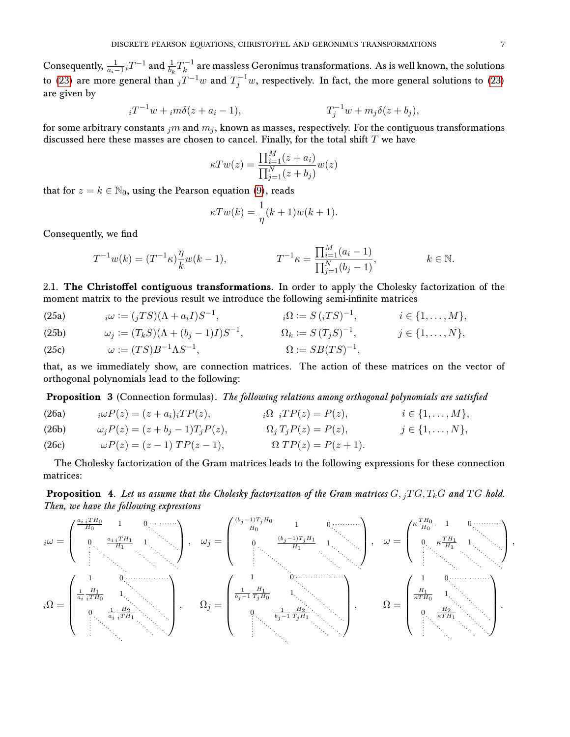Consequently, $\frac{1}{a_i-1}{}_iT^{-1}$ and $\frac{1}{b_k}T_k^{-1}$ are massless Geronimus transformations. As is well known, the solutions to (23) are more general than ${}_jT^{-1}w$ and $T_j^{-1}w$, respectively. In fact, the more general solutions to (23) are given by

$$
{}_iT^{-1}w + {}_im\delta(z+a_i-1), \qquad\qquad T_j^{-1}w + m_j\delta(z+b_j),
$$

for some arbitrary constants ${}_jm$ and $m_j$, known as masses, respectively. For the contiguous transformations discussed here these masses are chosen to cancel. Finally, for the total shift $T$ we have

$$
\kappa Tw(z) = \frac{\prod_{i=1}^{M}(z+a_i)}{\prod_{j=1}^{N}(z+b_j)}w(z)
$$

that for $z = k \in \mathbb{N}_0$, using the Pearson equation (9), reads

$$
\kappa Tw(k) = \frac{1}{\eta}(k+1)w(k+1).
$$

Consequently, we find

$$
T^{-1}w(k) = (T^{-1}\kappa)\frac{\eta}{k}w(k-1), \qquad\qquad T^{-1}\kappa = \frac{\prod_{i=1}^{M}(a_i-1)}{\prod_{j=1}^{N}(b_j-1)}, \qquad\qquad k \in \mathbb{N}.
$$

2.1. **The Christoffel contiguous transformations**. In order to apply the Cholesky factorization of the moment matrix to the previous result we introduce the following semi-infinite matrices

$$
\begin{aligned}
&\text{(25a)} \qquad {}_i\omega := ({}_jTS)(\Lambda + a_iI)S^{-1}, && {}_i\Omega := S\,({}_iTS)^{-1}, && i \in \{1,\dots,M\},\\
&\text{(25b)} \qquad \omega_j := (T_kS)(\Lambda + (b_j-1)I)S^{-1}, && \Omega_k := S\,(T_jS)^{-1}, && j \in \{1,\dots,N\},\\
&\text{(25c)} \qquad \omega := (TS)B^{-1}\Lambda S^{-1}, && \Omega := SB(TS)^{-1},
\end{aligned}
$$

that, as we immediately show, are connection matrices. The action of these matrices on the vector of orthogonal polynomials lead to the following:

**Proposition 3** (Connection formulas). *The following relations among orthogonal polynomials are satisfied*

$$
\begin{aligned}
&\text{(26a)} \qquad {}_i\omega P(z) = (z+a_i)\,{}_iTP(z), && {}_i\Omega\ \ {}_iTP(z) = P(z), && i \in \{1,\dots,M\},\\
&\text{(26b)} \qquad \omega_jP(z) = (z+b_j-1)T_jP(z), && \Omega_j\,T_jP(z) = P(z), && j \in \{1,\dots,N\},\\
&\text{(26c)} \qquad \omega P(z) = (z-1)\,TP(z-1), && \Omega\,TP(z) = P(z+1).
\end{aligned}
$$

The Cholesky factorization of the Gram matrices leads to the following expressions for these connection matrices:

**Proposition 4**. *Let us assume that the Cholesky factorization of the Gram matrices $G, {}_jTG, T_kG$ and $TG$ hold. Then, we have the following expressions*

$$
{}_i\omega = \begin{pmatrix} \frac{a_i\,{}_iTH_0}{H_0} & 1 & 0 & \cdots \\ 0 & \frac{a_i\,{}_iTH_1}{H_1} & 1 & \ddots \\ \vdots & \ddots & \ddots & \ddots \end{pmatrix}, \quad
\omega_j = \begin{pmatrix} \frac{(b_j-1)T_jH_0}{H_0} & 1 & 0 & \cdots \\ 0 & \frac{(b_j-1)T_jH_1}{H_1} & 1 & \ddots \\ \vdots & \ddots & \ddots & \ddots \end{pmatrix}, \quad
\omega = \begin{pmatrix} \kappa\frac{TH_0}{H_0} & 1 & 0 & \cdots \\ 0 & \kappa\frac{TH_1}{H_1} & 1 & \ddots \\ \vdots & \ddots & \ddots & \ddots \end{pmatrix},
$$

$$
{}_i\Omega = \begin{pmatrix} 1 & 0 & \cdots \\ \frac{1}{a_i}\frac{H_1}{{}_iTH_0} & 1 & \ddots \\ 0 & \frac{1}{a_i}\frac{H_2}{{}_iTH_1} & \ddots \\ \vdots & \ddots & \ddots \end{pmatrix}, \qquad
\Omega_j = \begin{pmatrix} 1 & 0 & \cdots \\ \frac{1}{b_j-1}\frac{H_1}{T_jH_0} & 1 & \ddots \\ 0 & \frac{1}{b_j-1}\frac{H_2}{T_jH_1} & \ddots \\ \vdots & \ddots & \ddots \end{pmatrix}, \qquad
\Omega = \begin{pmatrix} 1 & 0 & \cdots \\ \frac{H_1}{\kappa TH_0} & 1 & \ddots \\ 0 & \frac{H_2}{\kappa TH_1} & \ddots \\ \vdots & \ddots & \ddots \end{pmatrix}.
$$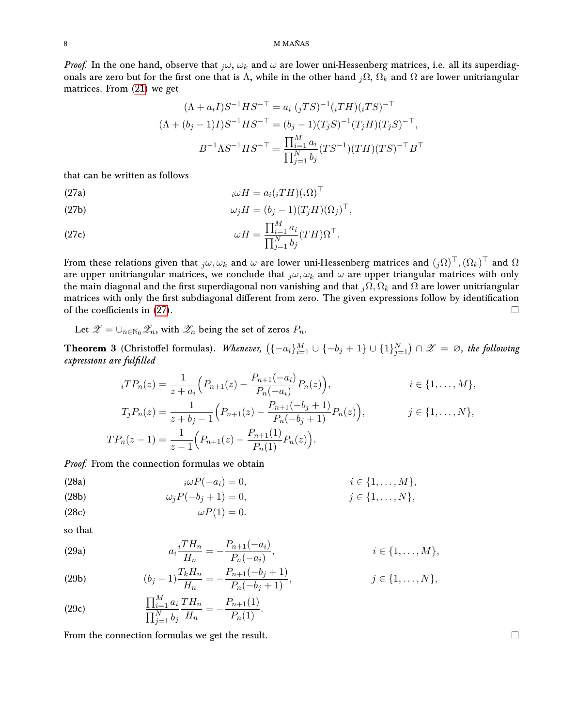*Proof.* In the one hand, observe that ${}_j\omega$, $\omega_k$ and $\omega$ are lower uni-Hessenberg matrices, i.e. all its superdiagonals are zero but for the first one that is $\Lambda$, while in the other hand ${}_j\Omega$, $\Omega_k$ and $\Omega$ are lower unitriangular matrices. From (21) we get

$$
\begin{aligned}
(\Lambda + a_i I)S^{-1}HS^{-\top} &= a_i\,({}_jTS)^{-1}({}_iTH)({}_iTS)^{-\top}\\
(\Lambda + (b_j-1)I)S^{-1}HS^{-\top} &= (b_j-1)(T_jS)^{-1}(T_jH)(T_jS)^{-\top},\\
B^{-1}\Lambda S^{-1}HS^{-\top} &= \frac{\prod_{i=1}^M a_i}{\prod_{j=1}^N b_j}(TS^{-1})(TH)(TS)^{-\top}B^{\top}
\end{aligned}
$$

that can be written as follows

$$
{}_i\omega H = a_i({}_iTH)({}_i\Omega)^{\top} \tag{27a}
$$

$$
\omega_j H = (b_j-1)(T_jH)(\Omega_j)^{\top}, \tag{27b}
$$

$$
\omega H = \frac{\prod_{i=1}^M a_i}{\prod_{j=1}^N b_j}(TH)\Omega^{\top}. \tag{27c}
$$

From these relations given that ${}_j\omega, \omega_k$ and $\omega$ are lower uni-Hessenberg matrices and $({}_j\Omega)^{\top}, (\Omega_k)^{\top}$ and $\Omega$ are upper unitriangular matrices, we conclude that ${}_j\omega, \omega_k$ and $\omega$ are upper triangular matrices with only the main diagonal and the first superdiagonal non vanishing and that ${}_j\Omega, \Omega_k$ and $\Omega$ are lower unitriangular matrices with only the first subdiagonal different from zero. The given expressions follow by identification of the coefficients in (27). □

Let $\mathscr{Z} = \cup_{n\in\mathbb{N}_0}\mathscr{Z}_n$, with $\mathscr{Z}_n$ being the set of zeros $P_n$.

**Theorem 3** (Christoffel formulas). *Whenever, $\big(\{-a_i\}_{i=1}^M \cup \{-b_j+1\}\cup\{1\}_{j=1}^N\big)\cap\mathscr{Z} = \varnothing$, the following expressions are fulfilled*

$$
\begin{aligned}
{}_iTP_n(z) &= \frac{1}{z+a_i}\Big(P_{n+1}(z) - \frac{P_{n+1}(-a_i)}{P_n(-a_i)}P_n(z)\Big), && i\in\{1,\dots,M\},\\
T_jP_n(z) &= \frac{1}{z+b_j-1}\Big(P_{n+1}(z) - \frac{P_{n+1}(-b_j+1)}{P_n(-b_j+1)}P_n(z)\Big), && j\in\{1,\dots,N\},\\
TP_n(z-1) &= \frac{1}{z-1}\Big(P_{n+1}(z) - \frac{P_{n+1}(1)}{P_n(1)}P_n(z)\Big).
\end{aligned}
$$

*Proof.* From the connection formulas we obtain

$$
{}_i\omega P(-a_i) = 0, \qquad i\in\{1,\dots,M\}, \tag{28a}
$$

$$
\omega_j P(-b_j+1) = 0, \qquad j\in\{1,\dots,N\}, \tag{28b}
$$

$$
\omega P(1) = 0. \tag{28c}
$$

so that

$$
a_i\frac{{}_iTH_n}{H_n} = -\frac{P_{n+1}(-a_i)}{P_n(-a_i)}, \qquad i\in\{1,\dots,M\}, \tag{29a}
$$

$$
(b_j-1)\frac{T_kH_n}{H_n} = -\frac{P_{n+1}(-b_j+1)}{P_n(-b_j+1)}, \qquad j\in\{1,\dots,N\}, \tag{29b}
$$

$$
\frac{\prod_{i=1}^M a_i}{\prod_{j=1}^N b_j}\frac{TH_n}{H_n} = -\frac{P_{n+1}(1)}{P_n(1)}. \tag{29c}
$$

From the connection formulas we get the result. □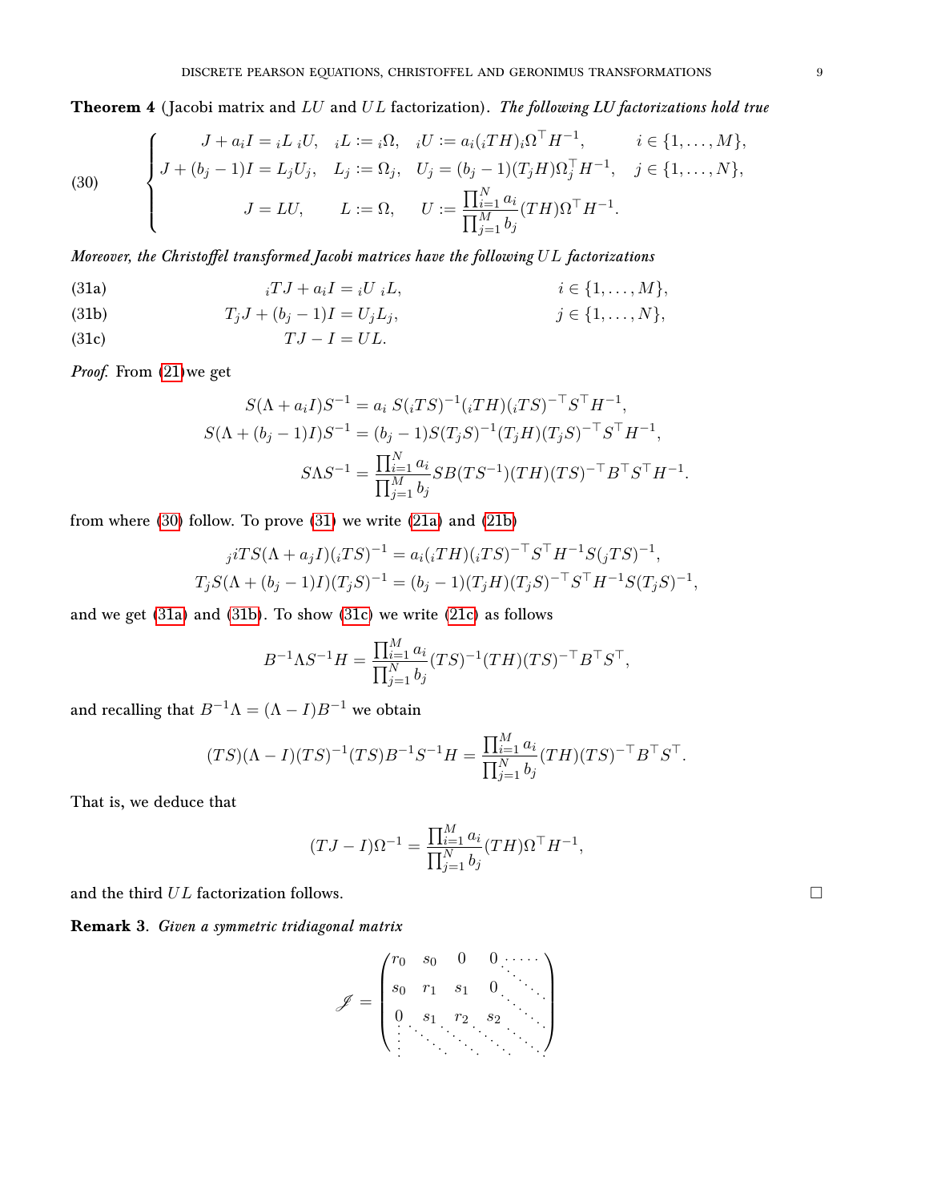**Theorem 4** (Jacobi matrix and $LU$ and $UL$ factorization). *The following LU factorizations hold true*

$$
(30)\qquad \begin{cases} J+a_iI={}_iL\,{}_iU, & {}_iL:={}_i\Omega, \quad {}_iU:=a_i({}_iTH){}_i\Omega^\top H^{-1}, \qquad i\in\{1,\dots,M\},\\ J+(b_j-1)I=L_jU_j, & L_j:=\Omega_j, \quad U_j=(b_j-1)(T_jH)\Omega_j^\top H^{-1}, \quad j\in\{1,\dots,N\},\\ J=LU, & L:=\Omega, \qquad U:=\dfrac{\prod_{i=1}^N a_i}{\prod_{j=1}^M b_j}(TH)\Omega^\top H^{-1}. \end{cases}
$$

*Moreover, the Christoffel transformed Jacobi matrices have the following $UL$ factorizations*

$$
{}_iTJ+a_iI={}_iU\,{}_iL, \qquad i\in\{1,\dots,M\}, \tag{31a}
$$

$$
T_jJ+(b_j-1)I=U_jL_j, \qquad j\in\{1,\dots,N\}, \tag{31b}
$$

$$
TJ-I=UL. \tag{31c}
$$

*Proof.* From (21) we get

$$
\begin{aligned}
S(\Lambda+a_iI)S^{-1}&=a_i\,S({}_iTS)^{-1}({}_iTH)({}_iTS)^{-\top}S^\top H^{-1},\\
S(\Lambda+(b_j-1)I)S^{-1}&=(b_j-1)S(T_jS)^{-1}(T_jH)(T_jS)^{-\top}S^\top H^{-1},\\
S\Lambda S^{-1}&=\frac{\prod_{i=1}^N a_i}{\prod_{j=1}^M b_j}SB(TS^{-1})(TH)(TS)^{-\top}B^\top S^\top H^{-1}.
\end{aligned}
$$

from where (30) follow. To prove (31) we write (21a) and (21b)

$$
\begin{aligned}
{}_jiTS(\Lambda+a_jI)({}_iTS)^{-1}&=a_i({}_iTH)({}_iTS)^{-\top}S^\top H^{-1}S({}_jTS)^{-1},\\
T_jS(\Lambda+(b_j-1)I)(T_jS)^{-1}&=(b_j-1)(T_jH)(T_jS)^{-\top}S^\top H^{-1}S(T_jS)^{-1},
\end{aligned}
$$

and we get (31a) and (31b). To show (31c) we write (21c) as follows

$$
B^{-1}\Lambda S^{-1}H=\frac{\prod_{i=1}^M a_i}{\prod_{j=1}^N b_j}(TS)^{-1}(TH)(TS)^{-\top}B^\top S^\top,
$$

and recalling that $B^{-1}\Lambda=(\Lambda-I)B^{-1}$ we obtain

$$
(TS)(\Lambda-I)(TS)^{-1}(TS)B^{-1}S^{-1}H=\frac{\prod_{i=1}^M a_i}{\prod_{j=1}^N b_j}(TH)(TS)^{-\top}B^\top S^\top.
$$

That is, we deduce that

$$
(TJ-I)\Omega^{-1}=\frac{\prod_{i=1}^M a_i}{\prod_{j=1}^N b_j}(TH)\Omega^\top H^{-1},
$$

and the third $UL$ factorization follows. $\square$

**Remark 3**. *Given a symmetric tridiagonal matrix*

$$
\mathscr{J}=\begin{pmatrix} r_0 & s_0 & 0 & 0 & \cdots\\ s_0 & r_1 & s_1 & 0 & \ddots\\ 0 & s_1 & r_2 & s_2 & \ddots\\ \vdots & \ddots & \ddots & \ddots & \ddots \end{pmatrix}
$$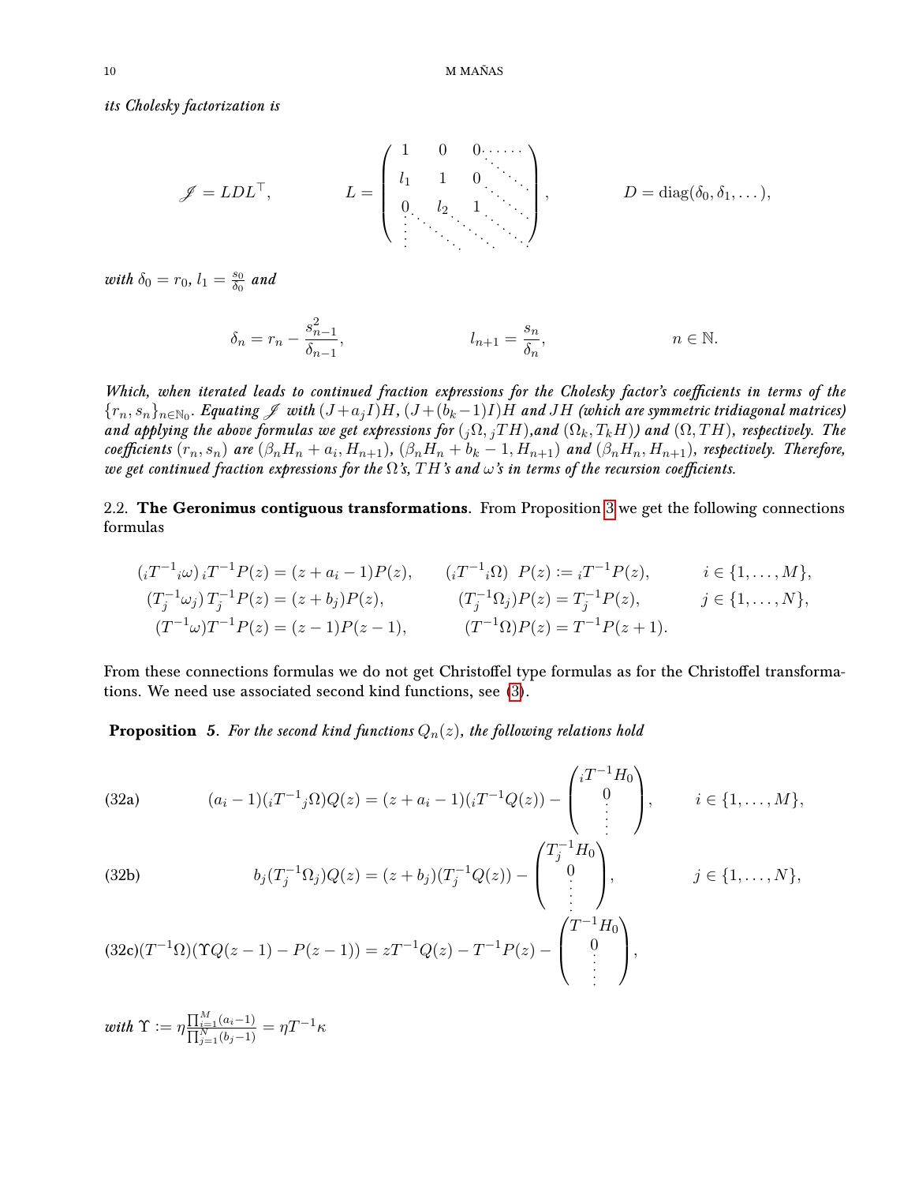*its Cholesky factorization is*

$$
\mathscr{J}=LDL^{\top},\qquad L=\begin{pmatrix}1&0&0&\cdots\\ l_1&1&0&\ddots\\ 0&l_2&1&\ddots\\ \vdots&\ddots&\ddots&\ddots\end{pmatrix},\qquad D=\operatorname{diag}(\delta_0,\delta_1,\dots),
$$

*with* $\delta_0=r_0$, $l_1=\frac{s_0}{\delta_0}$ *and*

$$
\delta_n=r_n-\frac{s^2_{n-1}}{\delta_{n-1}},\qquad l_{n+1}=\frac{s_n}{\delta_n},\qquad n\in\mathbb{N}.
$$

*Which, when iterated leads to continued fraction expressions for the Cholesky factor's coefficients in terms of the* $\{r_n,s_n\}_{n\in\mathbb{N}_0}$. *Equating* $\mathscr{J}$ *with* $(J+a_jI)H$, $(J+(b_k-1)I)H$ *and* $JH$ *(which are symmetric tridiagonal matrices) and applying the above formulas we get expressions for* $({}_j\Omega,{}_jTH)$*,and* $(\Omega_k,T_kH)$*) and* $(\Omega,TH)$*, respectively. The coefficients* $(r_n,s_n)$ *are* $(\beta_nH_n+a_i,H_{n+1})$*,* $(\beta_nH_n+b_k-1,H_{n+1})$ *and* $(\beta_nH_n,H_{n+1})$*, respectively. Therefore, we get continued fraction expressions for the* $\Omega$*'s,* $TH$*'s and* $\omega$*'s in terms of the recursion coefficients.*

2.2. **The Geronimus contiguous transformations**. From Proposition 3 we get the following connections formulas

$$
\begin{aligned}
&({}_iT^{-1}{}_i\omega)\,{}_iT^{-1}P(z)=(z+a_i-1)P(z), && ({}_iT^{-1}{}_i\Omega)\;\;P(z):={}_iT^{-1}P(z), && i\in\{1,\dots,M\},\\
&(T_j^{-1}\omega_j)\,T_j^{-1}P(z)=(z+b_j)P(z), && (T_j^{-1}\Omega_j)P(z)=T_j^{-1}P(z), && j\in\{1,\dots,N\},\\
&(T^{-1}\omega)T^{-1}P(z)=(z-1)P(z-1), && (T^{-1}\Omega)P(z)=T^{-1}P(z+1).
\end{aligned}
$$

From these connections formulas we do not get Christoffel type formulas as for the Christoffel transformations. We need use associated second kind functions, see (3).

**Proposition 5**. *For the second kind functions* $Q_n(z)$*, the following relations hold*

$$
(a_i-1)({}_iT^{-1}{}_j\Omega)Q(z)=(z+a_i-1)({}_iT^{-1}Q(z))-\begin{pmatrix}{}_iT^{-1}H_0\\ 0\\ \vdots\end{pmatrix},\qquad i\in\{1,\dots,M\},\tag{32a}
$$

$$
b_j(T_j^{-1}\Omega_j)Q(z)=(z+b_j)(T_j^{-1}Q(z))-\begin{pmatrix}T_j^{-1}H_0\\ 0\\ \vdots\end{pmatrix},\qquad j\in\{1,\dots,N\},\tag{32b}
$$

$$
(T^{-1}\Omega)(\Upsilon Q(z-1)-P(z-1))=zT^{-1}Q(z)-T^{-1}P(z)-\begin{pmatrix}T^{-1}H_0\\ 0\\ \vdots\end{pmatrix},\tag{32c}
$$

*with* $\Upsilon:=\eta\frac{\prod_{i=1}^M(a_i-1)}{\prod_{j=1}^N(b_j-1)}=\eta T^{-1}\kappa$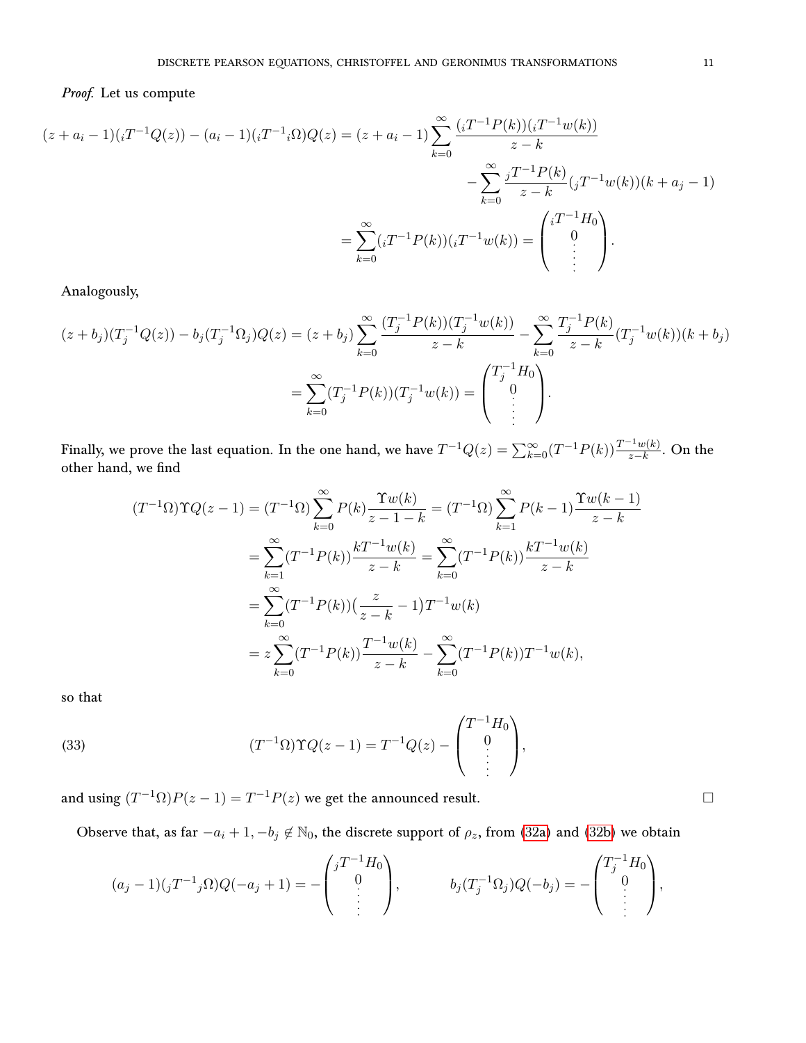*Proof.* Let us compute

$$
\begin{aligned}
(z+a_i-1)({}_iT^{-1}Q(z))-(a_i-1)({}_iT^{-1}{}_i\Omega)Q(z) &= (z+a_i-1)\sum_{k=0}^{\infty}\frac{({}_iT^{-1}P(k))({}_iT^{-1}w(k))}{z-k}\\
&\quad-\sum_{k=0}^{\infty}\frac{{}_jT^{-1}P(k)}{z-k}({}_jT^{-1}w(k))(k+a_j-1)\\
&=\sum_{k=0}^{\infty}({}_iT^{-1}P(k))({}_iT^{-1}w(k))=\begin{pmatrix}{}_iT^{-1}H_0\\0\\\vdots\\\vdots\end{pmatrix}.
\end{aligned}
$$

Analogously,

$$
\begin{aligned}
(z+b_j)(T_j^{-1}Q(z))-b_j(T_j^{-1}\Omega_j)Q(z) &= (z+b_j)\sum_{k=0}^{\infty}\frac{(T_j^{-1}P(k))(T_j^{-1}w(k))}{z-k}-\sum_{k=0}^{\infty}\frac{T_j^{-1}P(k)}{z-k}(T_j^{-1}w(k))(k+b_j)\\
&=\sum_{k=0}^{\infty}(T_j^{-1}P(k))(T_j^{-1}w(k))=\begin{pmatrix}T_j^{-1}H_0\\0\\\vdots\\\vdots\end{pmatrix}.
\end{aligned}
$$

Finally, we prove the last equation. In the one hand, we have $T^{-1}Q(z)=\sum_{k=0}^{\infty}(T^{-1}P(k))\frac{T^{-1}w(k)}{z-k}$. On the other hand, we find

$$
\begin{aligned}
(T^{-1}\Omega)\Upsilon Q(z-1) &= (T^{-1}\Omega)\sum_{k=0}^{\infty}P(k)\frac{\Upsilon w(k)}{z-1-k}=(T^{-1}\Omega)\sum_{k=1}^{\infty}P(k-1)\frac{\Upsilon w(k-1)}{z-k}\\
&=\sum_{k=1}^{\infty}(T^{-1}P(k))\frac{kT^{-1}w(k)}{z-k}=\sum_{k=0}^{\infty}(T^{-1}P(k))\frac{kT^{-1}w(k)}{z-k}\\
&=\sum_{k=0}^{\infty}(T^{-1}P(k))\Big(\frac{z}{z-k}-1\Big)T^{-1}w(k)\\
&=z\sum_{k=0}^{\infty}(T^{-1}P(k))\frac{T^{-1}w(k)}{z-k}-\sum_{k=0}^{\infty}(T^{-1}P(k))T^{-1}w(k),
\end{aligned}
$$

so that

$$
(T^{-1}\Omega)\Upsilon Q(z-1)=T^{-1}Q(z)-\begin{pmatrix}T^{-1}H_0\\0\\\vdots\\\vdots\end{pmatrix}, \tag{33}
$$

and using $(T^{-1}\Omega)P(z-1)=T^{-1}P(z)$ we get the announced result. □

Observe that, as far $-a_i+1,-b_j\notin\mathbb{N}_0$, the discrete support of $\rho_z$, from (32a) and (32b) we obtain

$$
(a_j-1)({}_jT^{-1}{}_j\Omega)Q(-a_j+1)=-\begin{pmatrix}{}_jT^{-1}H_0\\0\\\vdots\\\vdots\end{pmatrix}, \qquad b_j(T_j^{-1}\Omega_j)Q(-b_j)=-\begin{pmatrix}T_j^{-1}H_0\\0\\\vdots\\\vdots\end{pmatrix},
$$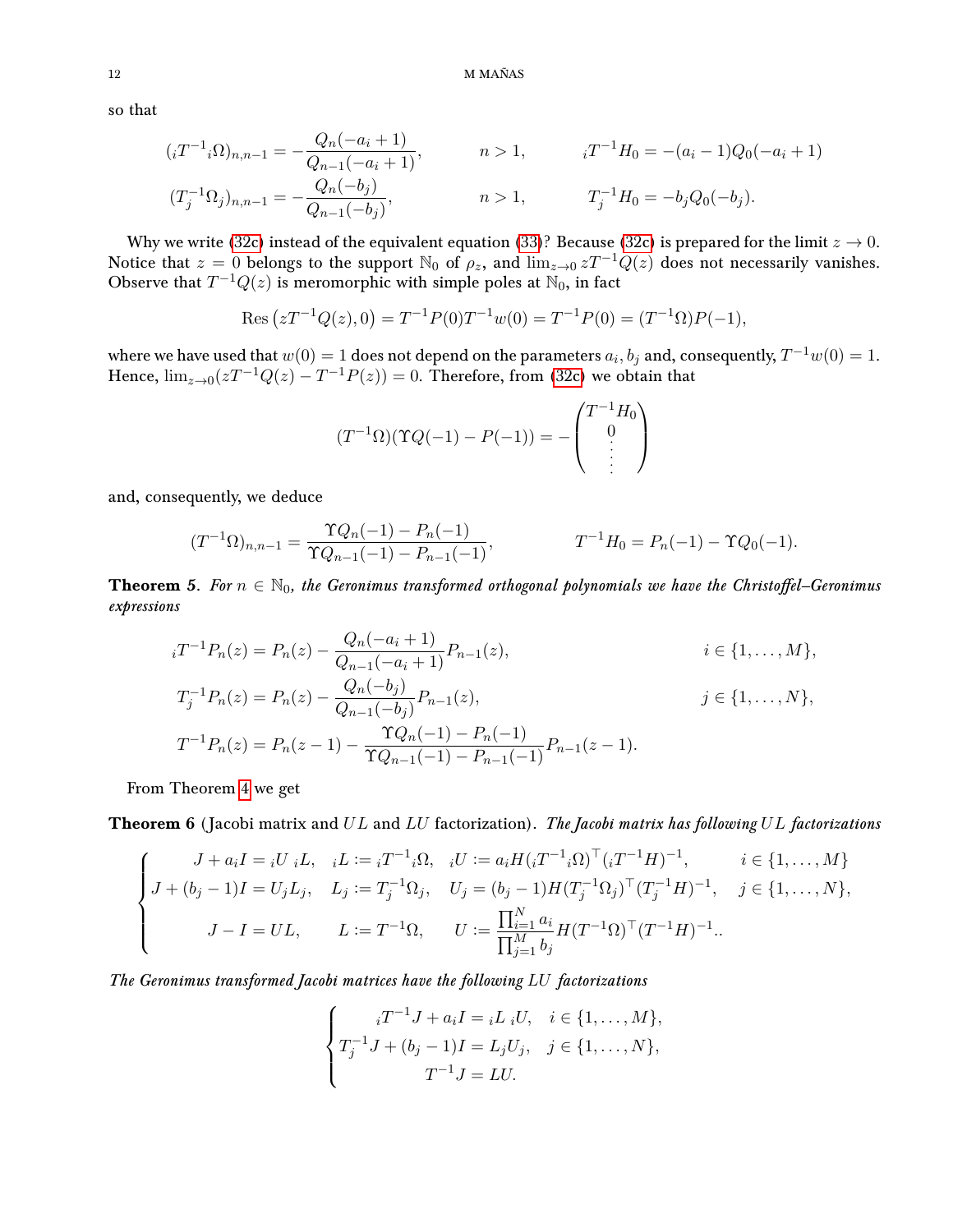so that

$$
\begin{aligned}
({}_iT^{-1}{}_i\Omega)_{n,n-1} &= -\frac{Q_n(-a_i+1)}{Q_{n-1}(-a_i+1)}, & n &> 1, & {}_iT^{-1}H_0 &= -(a_i-1)Q_0(-a_i+1)\\
(T_j^{-1}\Omega_j)_{n,n-1} &= -\frac{Q_n(-b_j)}{Q_{n-1}(-b_j)}, & n &> 1, & T_j^{-1}H_0 &= -b_jQ_0(-b_j).
\end{aligned}
$$

Why we write (32c) instead of the equivalent equation (33)? Because (32c) is prepared for the limit $z\to 0$. Notice that $z=0$ belongs to the support $\mathbb{N}_0$ of $\rho_z$, and $\lim_{z\to 0} zT^{-1}Q(z)$ does not necessarily vanishes. Observe that $T^{-1}Q(z)$ is meromorphic with simple poles at $\mathbb{N}_0$, in fact

$$
\operatorname{Res}\big(zT^{-1}Q(z),0\big)=T^{-1}P(0)T^{-1}w(0)=T^{-1}P(0)=(T^{-1}\Omega)P(-1),
$$

where we have used that $w(0)=1$ does not depend on the parameters $a_i,b_j$ and, consequently, $T^{-1}w(0)=1$. Hence, $\lim_{z\to 0}(zT^{-1}Q(z)-T^{-1}P(z))=0$. Therefore, from (32c) we obtain that

$$
(T^{-1}\Omega)(\Upsilon Q(-1)-P(-1))=-\begin{pmatrix}T^{-1}H_0\\ 0\\ \vdots\\ \vdots\end{pmatrix}
$$

and, consequently, we deduce

$$
(T^{-1}\Omega)_{n,n-1}=\frac{\Upsilon Q_n(-1)-P_n(-1)}{\Upsilon Q_{n-1}(-1)-P_{n-1}(-1)}, \qquad\qquad T^{-1}H_0=P_n(-1)-\Upsilon Q_0(-1).
$$

**Theorem 5.** *For $n\in\mathbb{N}_0$, the Geronimus transformed orthogonal polynomials we have the Christoffel–Geronimus expressions*

$$
\begin{aligned}
{}_iT^{-1}P_n(z)&=P_n(z)-\frac{Q_n(-a_i+1)}{Q_{n-1}(-a_i+1)}P_{n-1}(z), && i\in\{1,\dots,M\},\\
T_j^{-1}P_n(z)&=P_n(z)-\frac{Q_n(-b_j)}{Q_{n-1}(-b_j)}P_{n-1}(z), && j\in\{1,\dots,N\},\\
T^{-1}P_n(z)&=P_n(z-1)-\frac{\Upsilon Q_n(-1)-P_n(-1)}{\Upsilon Q_{n-1}(-1)-P_{n-1}(-1)}P_{n-1}(z-1).
\end{aligned}
$$

From Theorem 4 we get

**Theorem 6** (Jacobi matrix and $UL$ and $LU$ factorization). *The Jacobi matrix has following $UL$ factorizations*

$$
\begin{cases}
J+a_iI={}_iU\,{}_iL, & {}_iL:={}_iT^{-1}{}_i\Omega, \quad {}_iU:=a_iH({}_iT^{-1}{}_i\Omega)^\top({}_iT^{-1}H)^{-1}, \qquad i\in\{1,\dots,M\}\\
J+(b_j-1)I=U_jL_j, & L_j:=T_j^{-1}\Omega_j, \quad U_j=(b_j-1)H(T_j^{-1}\Omega_j)^\top(T_j^{-1}H)^{-1}, \quad j\in\{1,\dots,N\},\\
J-I=UL, & L:=T^{-1}\Omega, \qquad U:=\dfrac{\prod_{i=1}^N a_i}{\prod_{j=1}^M b_j}H(T^{-1}\Omega)^\top(T^{-1}H)^{-1}..
\end{cases}
$$

*The Geronimus transformed Jacobi matrices have the following $LU$ factorizations*

$$
\begin{cases}
{}_iT^{-1}J+a_iI={}_iL\,{}_iU, & i\in\{1,\dots,M\},\\
T_j^{-1}J+(b_j-1)I=L_jU_j, & j\in\{1,\dots,N\},\\
T^{-1}J=LU.
\end{cases}
$$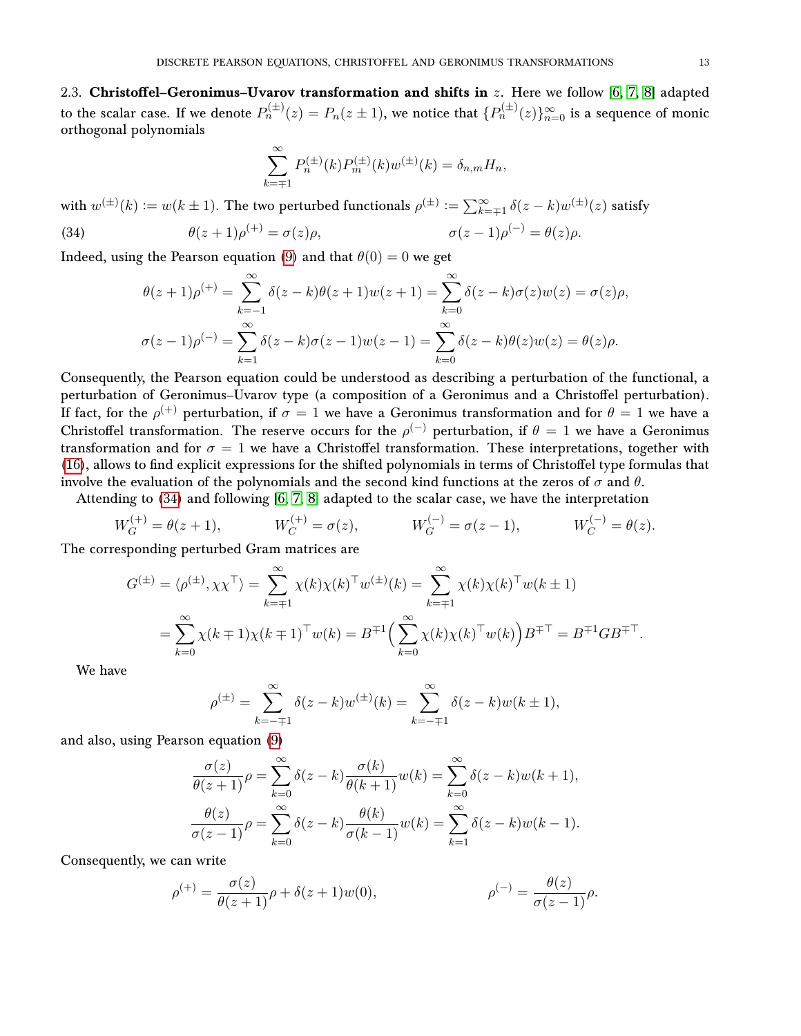2.3. **Christoffel–Geronimus–Uvarov transformation and shifts in** $z$. Here we follow [6, 7, 8] adapted to the scalar case. If we denote $P^{(\pm)}_n(z) = P_n(z \pm 1)$, we notice that $\{P^{(\pm)}_n(z)\}_{n=0}^\infty$ is a sequence of monic orthogonal polynomials

$$\sum_{k=\mp 1}^{\infty} P^{(\pm)}_n(k) P^{(\pm)}_m(k) w^{(\pm)}(k) = \delta_{n,m} H_n,$$

with $w^{(\pm)}(k) := w(k \pm 1)$. The two perturbed functionals $\rho^{(\pm)} := \sum_{k=\mp 1}^{\infty} \delta(z-k) w^{(\pm)}(z)$ satisfy

$$\theta(z+1)\rho^{(+)} = \sigma(z)\rho, \qquad\qquad \sigma(z-1)\rho^{(-)} = \theta(z)\rho. \tag{34}$$

Indeed, using the Pearson equation (9) and that $\theta(0) = 0$ we get

$$\theta(z+1)\rho^{(+)} = \sum_{k=-1}^{\infty} \delta(z-k)\theta(z+1)w(z+1) = \sum_{k=0}^{\infty} \delta(z-k)\sigma(z)w(z) = \sigma(z)\rho,$$

$$\sigma(z-1)\rho^{(-)} = \sum_{k=1}^{\infty} \delta(z-k)\sigma(z-1)w(z-1) = \sum_{k=0}^{\infty} \delta(z-k)\theta(z)w(z) = \theta(z)\rho.$$

Consequently, the Pearson equation could be understood as describing a perturbation of the functional, a perturbation of Geronimus–Uvarov type (a composition of a Geronimus and a Christoffel perturbation). If fact, for the $\rho^{(+)}$ perturbation, if $\sigma = 1$ we have a Geronimus transformation and for $\theta = 1$ we have a Christoffel transformation. The reserve occurs for the $\rho^{(-)}$ perturbation, if $\theta = 1$ we have a Geronimus transformation and for $\sigma = 1$ we have a Christoffel transformation. These interpretations, together with (16), allows to find explicit expressions for the shifted polynomials in terms of Christoffel type formulas that involve the evaluation of the polynomials and the second kind functions at the zeros of $\sigma$ and $\theta$.

Attending to (34) and following [6, 7, 8] adapted to the scalar case, we have the interpretation

$$W^{(+)}_G = \theta(z+1), \qquad W^{(+)}_C = \sigma(z), \qquad W^{(-)}_G = \sigma(z-1), \qquad W^{(-)}_C = \theta(z).$$

The corresponding perturbed Gram matrices are

$$\begin{aligned}
G^{(\pm)} = \langle \rho^{(\pm)}, \chi\chi^\top \rangle &= \sum_{k=\mp 1}^{\infty} \chi(k)\chi(k)^\top w^{(\pm)}(k) = \sum_{k=\mp 1}^{\infty} \chi(k)\chi(k)^\top w(k \pm 1) \\
&= \sum_{k=0}^{\infty} \chi(k \mp 1)\chi(k \mp 1)^\top w(k) = B^{\mp 1}\Big(\sum_{k=0}^{\infty} \chi(k)\chi(k)^\top w(k)\Big) B^{\mp \top} = B^{\mp 1} G B^{\mp \top}.
\end{aligned}$$

We have

$$\rho^{(\pm)} = \sum_{k=-\mp 1}^{\infty} \delta(z-k) w^{(\pm)}(k) = \sum_{k=-\mp 1}^{\infty} \delta(z-k) w(k \pm 1),$$

and also, using Pearson equation (9)

$$\frac{\sigma(z)}{\theta(z+1)}\rho = \sum_{k=0}^{\infty} \delta(z-k) \frac{\sigma(k)}{\theta(k+1)} w(k) = \sum_{k=0}^{\infty} \delta(z-k) w(k+1),$$

$$\frac{\theta(z)}{\sigma(z-1)}\rho = \sum_{k=0}^{\infty} \delta(z-k) \frac{\theta(k)}{\sigma(k-1)} w(k) = \sum_{k=1}^{\infty} \delta(z-k) w(k-1).$$

Consequently, we can write

$$\rho^{(+)} = \frac{\sigma(z)}{\theta(z+1)}\rho + \delta(z+1)w(0), \qquad\qquad \rho^{(-)} = \frac{\theta(z)}{\sigma(z-1)}\rho.$$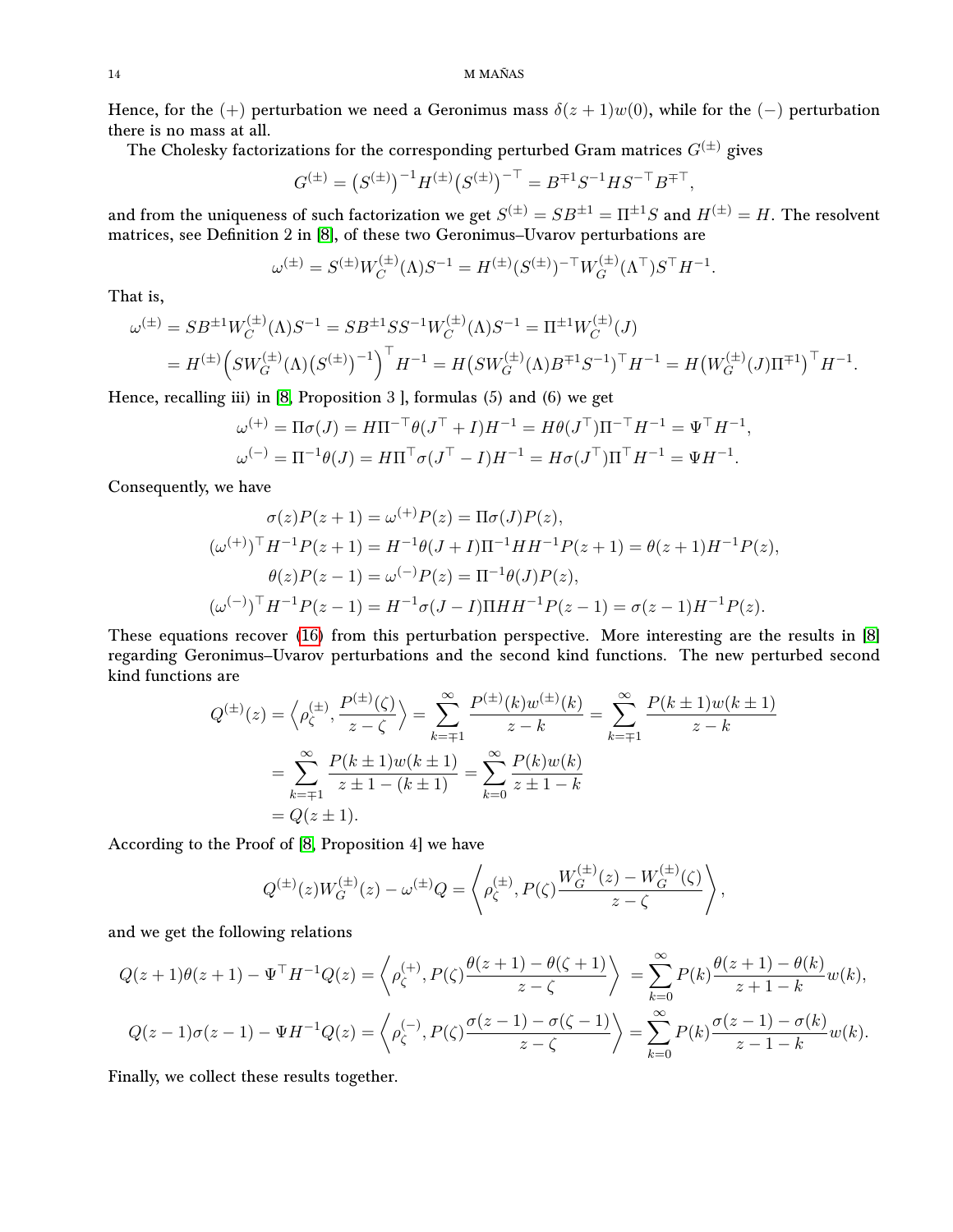Hence, for the $(+)$ perturbation we need a Geronimus mass $\delta(z+1)w(0)$, while for the $(-)$ perturbation there is no mass at all.

The Cholesky factorizations for the corresponding perturbed Gram matrices $G^{(\pm)}$ gives

$$G^{(\pm)} = \big(S^{(\pm)}\big)^{-1} H^{(\pm)} \big(S^{(\pm)}\big)^{-\top} = B^{\mp 1} S^{-1} H S^{-\top} B^{\mp\top},$$

and from the uniqueness of such factorization we get $S^{(\pm)} = SB^{\pm 1} = \Pi^{\pm 1} S$ and $H^{(\pm)} = H$. The resolvent matrices, see Definition 2 in [8], of these two Geronimus–Uvarov perturbations are

$$\omega^{(\pm)} = S^{(\pm)} W_C^{(\pm)}(\Lambda) S^{-1} = H^{(\pm)} (S^{(\pm)})^{-\top} W_G^{(\pm)}(\Lambda^\top) S^\top H^{-1}.$$

That is,

$$\begin{aligned}
\omega^{(\pm)} &= SB^{\pm 1} W_C^{(\pm)}(\Lambda) S^{-1} = SB^{\pm 1} S S^{-1} W_C^{(\pm)}(\Lambda) S^{-1} = \Pi^{\pm 1} W_C^{(\pm)}(J) \\
&= H^{(\pm)} \Big( S W_G^{(\pm)}(\Lambda) \big(S^{(\pm)}\big)^{-1} \Big)^\top H^{-1} = H \big( S W_G^{(\pm)}(\Lambda) B^{\mp 1} S^{-1} \big)^\top H^{-1} = H \big( W_G^{(\pm)}(J) \Pi^{\mp 1} \big)^\top H^{-1}.
\end{aligned}$$

Hence, recalling iii) in [8, Proposition 3 ], formulas (5) and (6) we get

$$\begin{aligned}
\omega^{(+)} &= \Pi \sigma(J) = H \Pi^{-\top} \theta(J^\top + I) H^{-1} = H \theta(J^\top) \Pi^{-\top} H^{-1} = \Psi^\top H^{-1}, \\
\omega^{(-)} &= \Pi^{-1} \theta(J) = H \Pi^\top \sigma(J^\top - I) H^{-1} = H \sigma(J^\top) \Pi^\top H^{-1} = \Psi H^{-1}.
\end{aligned}$$

Consequently, we have

$$\begin{aligned}
\sigma(z) P(z+1) &= \omega^{(+)} P(z) = \Pi \sigma(J) P(z), \\
(\omega^{(+)})^\top H^{-1} P(z+1) &= H^{-1} \theta(J+I) \Pi^{-1} H H^{-1} P(z+1) = \theta(z+1) H^{-1} P(z), \\
\theta(z) P(z-1) &= \omega^{(-)} P(z) = \Pi^{-1} \theta(J) P(z), \\
(\omega^{(-)})^\top H^{-1} P(z-1) &= H^{-1} \sigma(J-I) \Pi H H^{-1} P(z-1) = \sigma(z-1) H^{-1} P(z).
\end{aligned}$$

These equations recover (16) from this perturbation perspective. More interesting are the results in [8] regarding Geronimus–Uvarov perturbations and the second kind functions. The new perturbed second kind functions are

$$\begin{aligned}
Q^{(\pm)}(z) &= \Big\langle \rho_\zeta^{(\pm)}, \frac{P^{(\pm)}(\zeta)}{z-\zeta} \Big\rangle = \sum_{k=\mp 1}^{\infty} \frac{P^{(\pm)}(k) w^{(\pm)}(k)}{z-k} = \sum_{k=\mp 1}^{\infty} \frac{P(k\pm 1) w(k\pm 1)}{z-k} \\
&= \sum_{k=\mp 1}^{\infty} \frac{P(k\pm 1) w(k\pm 1)}{z \pm 1 - (k\pm 1)} = \sum_{k=0}^{\infty} \frac{P(k) w(k)}{z \pm 1 - k} \\
&= Q(z \pm 1).
\end{aligned}$$

According to the Proof of [8, Proposition 4] we have

$$Q^{(\pm)}(z) W_G^{(\pm)}(z) - \omega^{(\pm)} Q = \Big\langle \rho_\zeta^{(\pm)}, P(\zeta) \frac{W_G^{(\pm)}(z) - W_G^{(\pm)}(\zeta)}{z-\zeta} \Big\rangle,$$

and we get the following relations

$$\begin{aligned}
Q(z+1)\theta(z+1) - \Psi^\top H^{-1} Q(z) &= \Big\langle \rho_\zeta^{(+)}, P(\zeta) \frac{\theta(z+1) - \theta(\zeta+1)}{z-\zeta} \Big\rangle = \sum_{k=0}^{\infty} P(k) \frac{\theta(z+1) - \theta(k)}{z+1-k} w(k), \\
Q(z-1)\sigma(z-1) - \Psi H^{-1} Q(z) &= \Big\langle \rho_\zeta^{(-)}, P(\zeta) \frac{\sigma(z-1) - \sigma(\zeta-1)}{z-\zeta} \Big\rangle = \sum_{k=0}^{\infty} P(k) \frac{\sigma(z-1) - \sigma(k)}{z-1-k} w(k).
\end{aligned}$$

Finally, we collect these results together.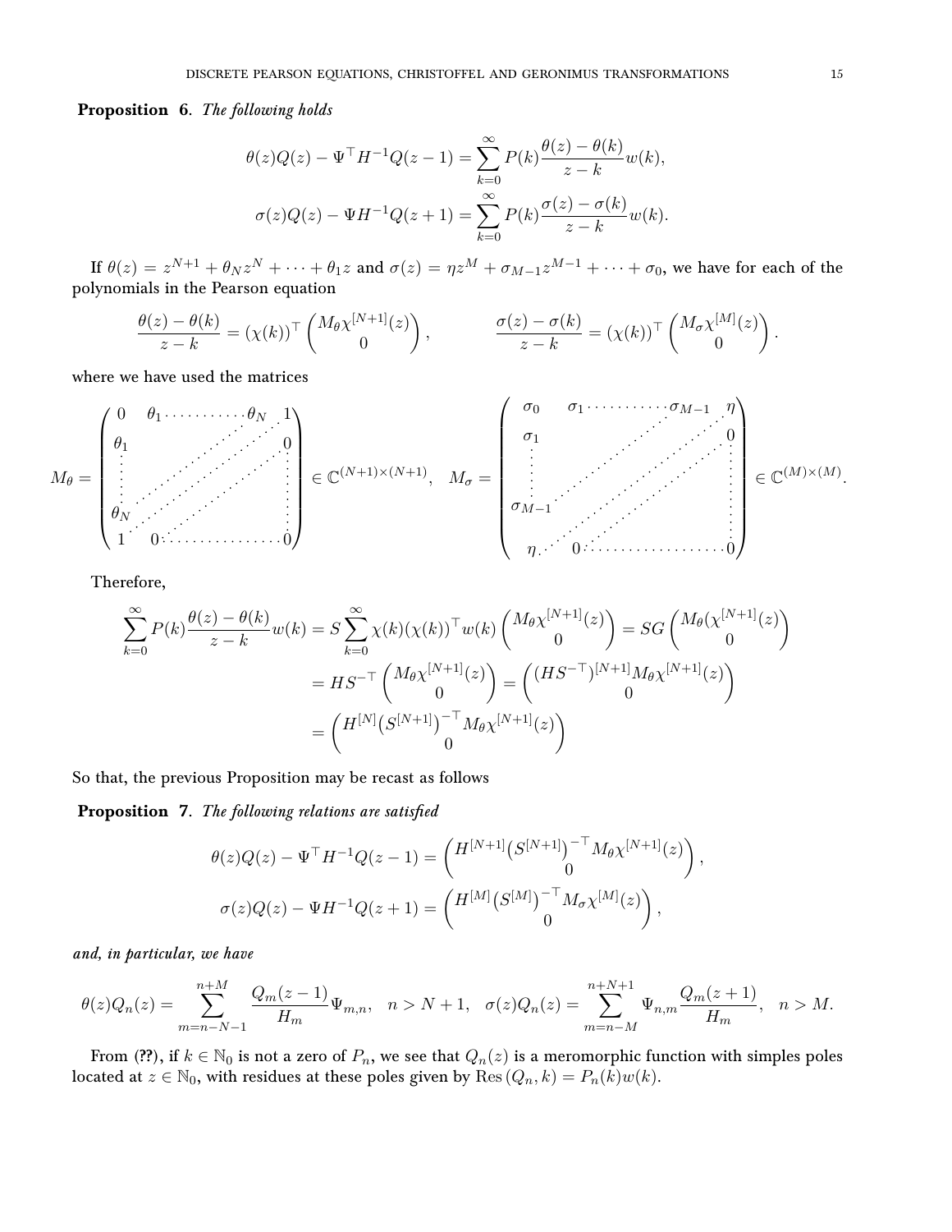**Proposition 6**. *The following holds*

$$
\theta(z)Q(z) - \Psi^\top H^{-1}Q(z-1) = \sum_{k=0}^{\infty} P(k)\frac{\theta(z)-\theta(k)}{z-k}w(k),
$$

$$
\sigma(z)Q(z) - \Psi H^{-1}Q(z+1) = \sum_{k=0}^{\infty} P(k)\frac{\sigma(z)-\sigma(k)}{z-k}w(k).
$$

If $\theta(z) = z^{N+1} + \theta_N z^N + \cdots + \theta_1 z$ and $\sigma(z) = \eta z^M + \sigma_{M-1}z^{M-1} + \cdots + \sigma_0$, we have for each of the polynomials in the Pearson equation

$$
\frac{\theta(z)-\theta(k)}{z-k} = (\chi(k))^\top \begin{pmatrix} M_\theta \chi^{[N+1]}(z) \\ 0 \end{pmatrix}, \qquad \frac{\sigma(z)-\sigma(k)}{z-k} = (\chi(k))^\top \begin{pmatrix} M_\sigma \chi^{[M]}(z) \\ 0 \end{pmatrix}.
$$

where we have used the matrices

$$
M_\theta = \begin{pmatrix} 0 & \theta_1 & \cdots & \theta_N & 1 \\ \theta_1 & & & \iddots & 0 \\ \vdots & & \iddots & \iddots & \vdots \\ \theta_N & \iddots & \iddots & & \vdots \\ 1 & 0 & \cdots & \cdots & 0 \end{pmatrix} \in \mathbb{C}^{(N+1)\times(N+1)}, \quad M_\sigma = \begin{pmatrix} \sigma_0 & \sigma_1 & \cdots & \sigma_{M-1} & \eta \\ \sigma_1 & & & \iddots & 0 \\ \vdots & & \iddots & \iddots & \vdots \\ \sigma_{M-1} & \iddots & \iddots & & \vdots \\ \eta & 0 & \cdots & \cdots & 0 \end{pmatrix} \in \mathbb{C}^{(M)\times(M)}.
$$

Therefore,

$$
\begin{aligned}
\sum_{k=0}^{\infty} P(k)\frac{\theta(z)-\theta(k)}{z-k}w(k) &= S\sum_{k=0}^{\infty}\chi(k)(\chi(k))^\top w(k)\begin{pmatrix} M_\theta \chi^{[N+1]}(z) \\ 0 \end{pmatrix} = SG\begin{pmatrix} M_\theta(\chi^{[N+1]}(z) \\ 0 \end{pmatrix} \\
&= HS^{-\top}\begin{pmatrix} M_\theta \chi^{[N+1]}(z) \\ 0 \end{pmatrix} = \begin{pmatrix} (HS^{-\top})^{[N+1]} M_\theta \chi^{[N+1]}(z) \\ 0 \end{pmatrix} \\
&= \begin{pmatrix} H^{[N]}\big(S^{[N+1]}\big)^{-\top} M_\theta \chi^{[N+1]}(z) \\ 0 \end{pmatrix}
\end{aligned}
$$

So that, the previous Proposition may be recast as follows

**Proposition 7**. *The following relations are satisfied*

$$
\theta(z)Q(z) - \Psi^\top H^{-1}Q(z-1) = \begin{pmatrix} H^{[N+1]}\big(S^{[N+1]}\big)^{-\top} M_\theta \chi^{[N+1]}(z) \\ 0 \end{pmatrix},
$$

$$
\sigma(z)Q(z) - \Psi H^{-1}Q(z+1) = \begin{pmatrix} H^{[M]}\big(S^{[M]}\big)^{-\top} M_\sigma \chi^{[M]}(z) \\ 0 \end{pmatrix},
$$

*and, in particular, we have*

$$
\theta(z)Q_n(z) = \sum_{m=n-N-1}^{n+M} \frac{Q_m(z-1)}{H_m}\Psi_{m,n}, \quad n > N+1, \quad \sigma(z)Q_n(z) = \sum_{m=n-M}^{n+N+1} \Psi_{n,m}\frac{Q_m(z+1)}{H_m}, \quad n > M.
$$

From (??), if $k \in \mathbb{N}_0$ is not a zero of $P_n$, we see that $Q_n(z)$ is a meromorphic function with simples poles located at $z \in \mathbb{N}_0$, with residues at these poles given by $\operatorname{Res}(Q_n, k) = P_n(k)w(k)$.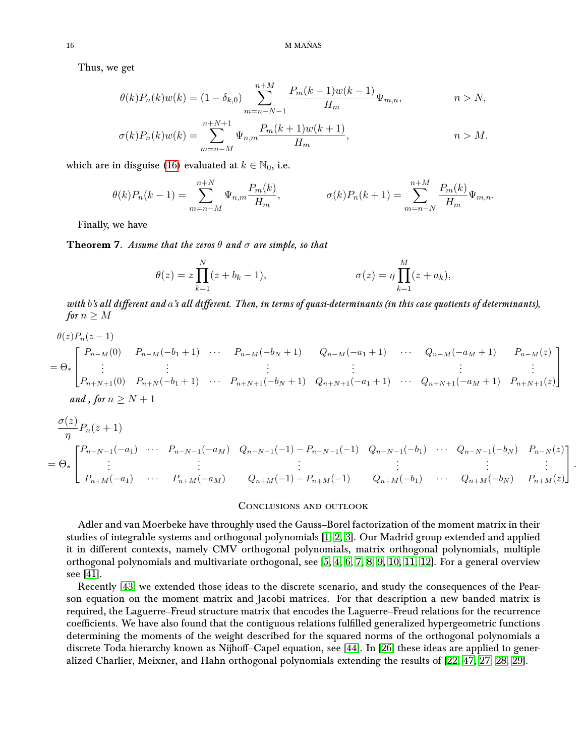Thus, we get

$$
\begin{aligned}
\theta(k)P_n(k)w(k) &= (1-\delta_{k,0})\sum_{m=n-N-1}^{n+M}\frac{P_m(k-1)w(k-1)}{H_m}\Psi_{m,n}, && n>N,\\
\sigma(k)P_n(k)w(k) &= \sum_{m=n-M}^{n+N+1}\Psi_{n,m}\frac{P_m(k+1)w(k+1)}{H_m}, && n>M.
\end{aligned}
$$

which are in disguise (16) evaluated at $k\in\mathbb{N}_0$, i.e.

$$
\theta(k)P_n(k-1)=\sum_{m=n-M}^{n+N}\Psi_{n,m}\frac{P_m(k)}{H_m}, \qquad \sigma(k)P_n(k+1)=\sum_{m=n-N}^{n+M}\frac{P_m(k)}{H_m}\Psi_{m,n}.
$$

Finally, we have

**Theorem 7.** *Assume that the zeros $\theta$ and $\sigma$ are simple, so that*

$$
\theta(z)=z\prod_{k=1}^{N}(z+b_k-1), \qquad \sigma(z)=\eta\prod_{k=1}^{M}(z+a_k),
$$

*with $b$'s all different and $a$'s all different. Then, in terms of quasi-determinants (in this case quotients of determinants), for $n\geq M$*

$$
\theta(z)P_n(z-1)
=\Theta_*\begin{bmatrix}
P_{n-M}(0) & P_{n-M}(-b_1+1) & \cdots & P_{n-M}(-b_N+1) & Q_{n-M}(-a_1+1) & \cdots & Q_{n-M}(-a_M+1) & P_{n-M}(z)\\
\vdots & \vdots & & \vdots & \vdots & & \vdots & \vdots\\
P_{n+N+1}(0) & P_{n+N}(-b_1+1) & \cdots & P_{n+N+1}(-b_N+1) & Q_{n+N+1}(-a_1+1) & \cdots & Q_{n+N+1}(-a_M+1) & P_{n+N+1}(z)
\end{bmatrix}
$$

*and , for $n\geq N+1$*

$$
\frac{\sigma(z)}{\eta}P_n(z+1)
=\Theta_*\begin{bmatrix}
P_{n-N-1}(-a_1) & \cdots & P_{n-N-1}(-a_M) & Q_{n-N-1}(-1)-P_{n-N-1}(-1) & Q_{n-N-1}(-b_1) & \cdots & Q_{n-N-1}(-b_N) & P_{n-N}(z)\\
\vdots & & \vdots & \vdots & \vdots & & \vdots & \vdots\\
P_{n+M}(-a_1) & \cdots & P_{n+M}(-a_M) & Q_{n+M}(-1)-P_{n+M}(-1) & Q_{n+M}(-b_1) & \cdots & Q_{n+M}(-b_N) & P_{n+M}(z)
\end{bmatrix}.
$$

## Conclusions and outlook

Adler and van Moerbeke have throughly used the Gauss–Borel factorization of the moment matrix in their studies of integrable systems and orthogonal polynomials [1, 2, 3]. Our Madrid group extended and applied it in different contexts, namely CMV orthogonal polynomials, matrix orthogonal polynomials, multiple orthogonal polynomials and multivariate orthogonal, see [5, 4, 6, 7, 8, 9, 10, 11, 12]. For a general overview see [41].

Recently [43] we extended those ideas to the discrete scenario, and study the consequences of the Pearson equation on the moment matrix and Jacobi matrices. For that description a new banded matrix is required, the Laguerre–Freud structure matrix that encodes the Laguerre–Freud relations for the recurrence coefficients. We have also found that the contiguous relations fulfilled generalized hypergeometric functions determining the moments of the weight described for the squared norms of the orthogonal polynomials a discrete Toda hierarchy known as Nijhoff–Capel equation, see [44]. In [26] these ideas are applied to generalized Charlier, Meixner, and Hahn orthogonal polynomials extending the results of [22, 47, 27, 28, 29].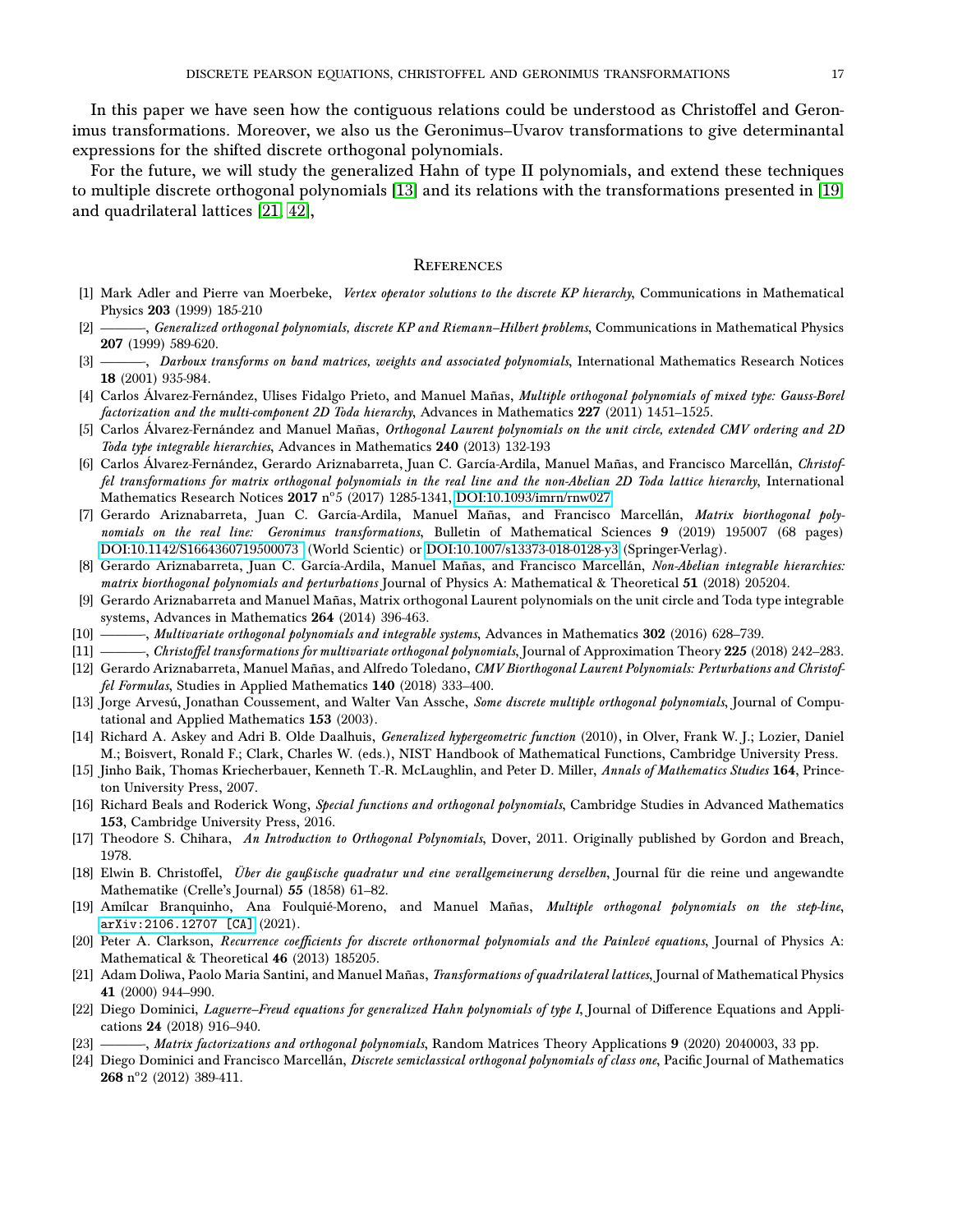In this paper we have seen how the contiguous relations could be understood as Christoffel and Geronimus transformations. Moreover, we also us the Geronimus–Uvarov transformations to give determinantal expressions for the shifted discrete orthogonal polynomials.

For the future, we will study the generalized Hahn of type II polynomials, and extend these techniques to multiple discrete orthogonal polynomials [13] and its relations with the transformations presented in [19] and quadrilateral lattices [21, 42],

## References

[1] Mark Adler and Pierre van Moerbeke, *Vertex operator solutions to the discrete KP hierarchy*, Communications in Mathematical Physics **203** (1999) 185-210

[2] ———, *Generalized orthogonal polynomials, discrete KP and Riemann–Hilbert problems*, Communications in Mathematical Physics **207** (1999) 589-620.

[3] ———, *Darboux transforms on band matrices, weights and associated polynomials*, International Mathematics Research Notices **18** (2001) 935-984.

[4] Carlos Álvarez-Fernández, Ulises Fidalgo Prieto, and Manuel Mañas, *Multiple orthogonal polynomials of mixed type: Gauss-Borel factorization and the multi-component 2D Toda hierarchy*, Advances in Mathematics **227** (2011) 1451–1525.

[5] Carlos Álvarez-Fernández and Manuel Mañas, *Orthogonal Laurent polynomials on the unit circle, extended CMV ordering and 2D Toda type integrable hierarchies*, Advances in Mathematics **240** (2013) 132-193

[6] Carlos Álvarez-Fernández, Gerardo Ariznabarreta, Juan C. García-Ardila, Manuel Mañas, and Francisco Marcellán, *Christoffel transformations for matrix orthogonal polynomials in the real line and the non-Abelian 2D Toda lattice hierarchy*, International Mathematics Research Notices **2017** nº5 (2017) 1285-1341, DOI:10.1093/imrn/rnw027

[7] Gerardo Ariznabarreta, Juan C. García-Ardila, Manuel Mañas, and Francisco Marcellán, *Matrix biorthogonal polynomials on the real line: Geronimus transformations*, Bulletin of Mathematical Sciences **9** (2019) 195007 (68 pages) DOI:10.1142/S1664360719500073 (World Scientic) or DOI:10.1007/s13373-018-0128-y3 (Springer-Verlag).

[8] Gerardo Ariznabarreta, Juan C. García-Ardila, Manuel Mañas, and Francisco Marcellán, *Non-Abelian integrable hierarchies: matrix biorthogonal polynomials and perturbations* Journal of Physics A: Mathematical & Theoretical **51** (2018) 205204.

[9] Gerardo Ariznabarreta and Manuel Mañas, Matrix orthogonal Laurent polynomials on the unit circle and Toda type integrable systems, Advances in Mathematics **264** (2014) 396-463.

[10] ———, *Multivariate orthogonal polynomials and integrable systems*, Advances in Mathematics **302** (2016) 628–739.

[11] ———, *Christoffel transformations for multivariate orthogonal polynomials*, Journal of Approximation Theory **225** (2018) 242–283.

[12] Gerardo Ariznabarreta, Manuel Mañas, and Alfredo Toledano, *CMV Biorthogonal Laurent Polynomials: Perturbations and Christoffel Formulas*, Studies in Applied Mathematics **140** (2018) 333–400.

[13] Jorge Arvesú, Jonathan Coussement, and Walter Van Assche, *Some discrete multiple orthogonal polynomials*, Journal of Computational and Applied Mathematics **153** (2003).

[14] Richard A. Askey and Adri B. Olde Daalhuis, *Generalized hypergeometric function* (2010), in Olver, Frank W. J.; Lozier, Daniel M.; Boisvert, Ronald F.; Clark, Charles W. (eds.), NIST Handbook of Mathematical Functions, Cambridge University Press.

[15] Jinho Baik, Thomas Kriecherbauer, Kenneth T.-R. McLaughlin, and Peter D. Miller, *Annals of Mathematics Studies* **164**, Princeton University Press, 2007.

[16] Richard Beals and Roderick Wong, *Special functions and orthogonal polynomials*, Cambridge Studies in Advanced Mathematics **153**, Cambridge University Press, 2016.

[17] Theodore S. Chihara, *An Introduction to Orthogonal Polynomials*, Dover, 2011. Originally published by Gordon and Breach, 1978.

[18] Elwin B. Christoffel, *Über die gaußische quadratur und eine verallgemeinerung derselben*, Journal für die reine und angewandte Mathematike (Crelle's Journal) **55** (1858) 61–82.

[19] Amílcar Branquinho, Ana Foulquié-Moreno, and Manuel Mañas, *Multiple orthogonal polynomials on the step-line*, `arXiv:2106.12707 [CA]` (2021).

[20] Peter A. Clarkson, *Recurrence coefficients for discrete orthonormal polynomials and the Painlevé equations*, Journal of Physics A: Mathematical & Theoretical **46** (2013) 185205.

[21] Adam Doliwa, Paolo Maria Santini, and Manuel Mañas, *Transformations of quadrilateral lattices*, Journal of Mathematical Physics **41** (2000) 944–990.

[22] Diego Dominici, *Laguerre–Freud equations for generalized Hahn polynomials of type I*, Journal of Difference Equations and Applications **24** (2018) 916–940.

[23] ———, *Matrix factorizations and orthogonal polynomials*, Random Matrices Theory Applications **9** (2020) 2040003, 33 pp.

[24] Diego Dominici and Francisco Marcellán, *Discrete semiclassical orthogonal polynomials of class one*, Pacific Journal of Mathematics **268** nº2 (2012) 389-411.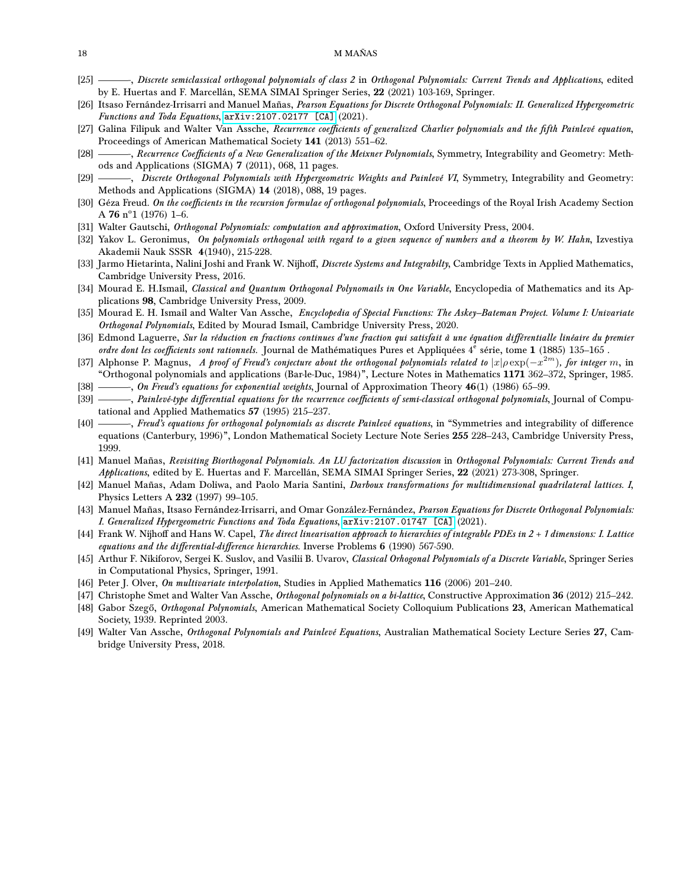[25] ———, *Discrete semiclassical orthogonal polynomials of class 2* in *Orthogonal Polynomials: Current Trends and Applications*, edited by E. Huertas and F. Marcellán, SEMA SIMAI Springer Series, **22** (2021) 103-169, Springer.

[26] Itsaso Fernández-Irrisarri and Manuel Mañas, *Pearson Equations for Discrete Orthogonal Polynomials: II. Generalized Hypergeometric Functions and Toda Equations*, arXiv:2107.02177 [CA] (2021).

[27] Galina Filipuk and Walter Van Assche, *Recurrence coefficients of generalized Charlier polynomials and the fifth Painlevé equation*, Proceedings of American Mathematical Society **141** (2013) 551–62.

[28] ———, *Recurrence Coefficients of a New Generalization of the Meixner Polynomials*, Symmetry, Integrability and Geometry: Methods and Applications (SIGMA) **7** (2011), 068, 11 pages.

[29] ———, *Discrete Orthogonal Polynomials with Hypergeometric Weights and Painlevé VI*, Symmetry, Integrability and Geometry: Methods and Applications (SIGMA) **14** (2018), 088, 19 pages.

[30] Géza Freud. *On the coefficients in the recursion formulae of orthogonal polynomials*, Proceedings of the Royal Irish Academy Section A **76** n°1 (1976) 1–6.

[31] Walter Gautschi, *Orthogonal Polynomials: computation and approximation*, Oxford University Press, 2004.

[32] Yakov L. Geronimus, *On polynomials orthogonal with regard to a given sequence of numbers and a theorem by W. Hahn*, Izvestiya Akademii Nauk SSSR **4**(1940), 215-228.

[33] Jarmo Hietarinta, Nalini Joshi and Frank W. Nijhoff, *Discrete Systems and Integrabilty*, Cambridge Texts in Applied Mathematics, Cambridge University Press, 2016.

[34] Mourad E. H.Ismail, *Classical and Quantum Orthogonal Polynomails in One Variable*, Encyclopedia of Mathematics and its Applications **98**, Cambridge University Press, 2009.

[35] Mourad E. H. Ismail and Walter Van Assche, *Encyclopedia of Special Functions: The Askey–Bateman Project. Volume I: Univariate Orthogonal Polynomials*, Edited by Mourad Ismail, Cambridge University Press, 2020.

[36] Edmond Laguerre, *Sur la réduction en fractions continues d'une fraction qui satisfait à une équation différentialle linéaire du premier ordre dont les coefficients sont rationnels*. Journal de Mathématiques Pures et Appliquées 4$^{e}$ série, tome **1** (1885) 135–165 .

[37] Alphonse P. Magnus, *A proof of Freud's conjecture about the orthogonal polynomials related to* $|x|\rho\exp(-x^{2m})$*, for integer* $m$, in "Orthogonal polynomials and applications (Bar-le-Duc, 1984)", Lecture Notes in Mathematics **1171** 362–372, Springer, 1985.

[38] ———, *On Freud's equations for exponential weights*, Journal of Approximation Theory **46**(1) (1986) 65–99.

[39] ———, *Painlevé-type differential equations for the recurrence coefficients of semi-classical orthogonal polynomials*, Journal of Computational and Applied Mathematics **57** (1995) 215–237.

[40] ———, *Freud's equations for orthogonal polynomials as discrete Painlevé equations*, in "Symmetries and integrability of difference equations (Canterbury, 1996)", London Mathematical Society Lecture Note Series **255** 228–243, Cambridge University Press, 1999.

[41] Manuel Mañas, *Revisiting Biorthogonal Polynomials. An LU factorization discussion* in *Orthogonal Polynomials: Current Trends and Applications*, edited by E. Huertas and F. Marcellán, SEMA SIMAI Springer Series, **22** (2021) 273-308, Springer.

[42] Manuel Mañas, Adam Doliwa, and Paolo Maria Santini, *Darboux transformations for multidimensional quadrilateral lattices. I*, Physics Letters A **232** (1997) 99–105.

[43] Manuel Mañas, Itsaso Fernández-Irrisarri, and Omar González-Fernández, *Pearson Equations for Discrete Orthogonal Polynomials: I. Generalized Hypergeometric Functions and Toda Equations*, arXiv:2107.01747 [CA] (2021).

[44] Frank W. Nijhoff and Hans W. Capel, *The direct linearisation approach to hierarchies of integrable PDEs in 2 + 1 dimensions: I. Lattice equations and the differential-difference hierarchies.* Inverse Problems **6** (1990) 567-590.

[45] Arthur F. Nikiforov, Sergei K. Suslov, and Vasilii B. Uvarov, *Classical Orhogonal Polynomials of a Discrete Variable*, Springer Series in Computational Physics, Springer, 1991.

[46] Peter J. Olver, *On multivariate interpolation*, Studies in Applied Mathematics **116** (2006) 201–240.

[47] Christophe Smet and Walter Van Assche, *Orthogonal polynomials on a bi-lattice*, Constructive Approximation **36** (2012) 215–242.

[48] Gabor Szegő, *Orthogonal Polynomials*, American Mathematical Society Colloquium Publications **23**, American Mathematical Society, 1939. Reprinted 2003.

[49] Walter Van Assche, *Orthogonal Polynomials and Painlevé Equations*, Australian Mathematical Society Lecture Series **27**, Cambridge University Press, 2018.